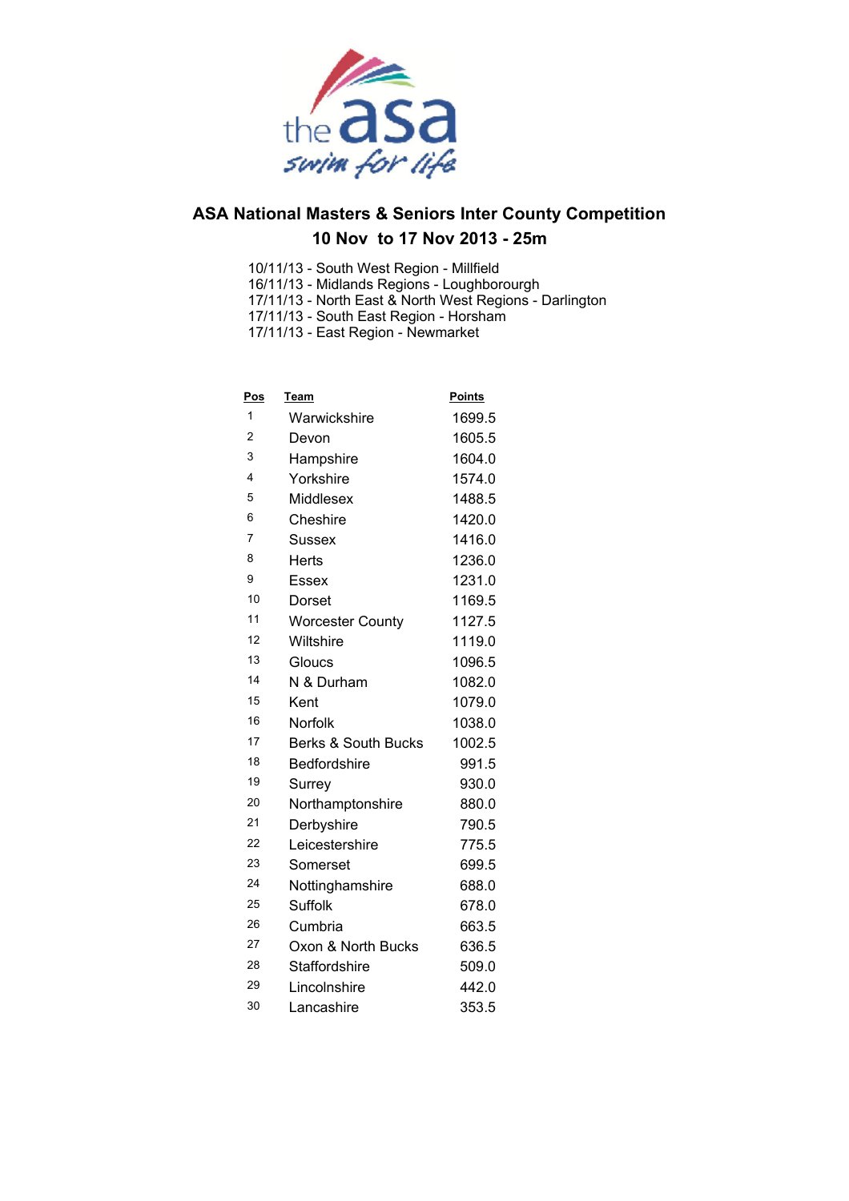# ASA National Masters & Seniors Inter County Competition

## 10 Nov to 17 Nov 2013 - 25m

10/11/13 - South West Region - Millfield
16/11/13 - Midlands Regions - Loughborourgh
17/11/13 - North East & North West Regions - Darlington
17/11/13 - South East Region - Horsham
17/11/13 - East Region - Newmarket

| Pos | Team | Points |
|---|---|---|
| 1 | Warwickshire | 1699.5 |
| 2 | Devon | 1605.5 |
| 3 | Hampshire | 1604.0 |
| 4 | Yorkshire | 1574.0 |
| 5 | Middlesex | 1488.5 |
| 6 | Cheshire | 1420.0 |
| 7 | Sussex | 1416.0 |
| 8 | Herts | 1236.0 |
| 9 | Essex | 1231.0 |
| 10 | Dorset | 1169.5 |
| 11 | Worcester County | 1127.5 |
| 12 | Wiltshire | 1119.0 |
| 13 | Gloucs | 1096.5 |
| 14 | N & Durham | 1082.0 |
| 15 | Kent | 1079.0 |
| 16 | Norfolk | 1038.0 |
| 17 | Berks & South Bucks | 1002.5 |
| 18 | Bedfordshire | 991.5 |
| 19 | Surrey | 930.0 |
| 20 | Northamptonshire | 880.0 |
| 21 | Derbyshire | 790.5 |
| 22 | Leicestershire | 775.5 |
| 23 | Somerset | 699.5 |
| 24 | Nottinghamshire | 688.0 |
| 25 | Suffolk | 678.0 |
| 26 | Cumbria | 663.5 |
| 27 | Oxon & North Bucks | 636.5 |
| 28 | Staffordshire | 509.0 |
| 29 | Lincolnshire | 442.0 |
| 30 | Lancashire | 353.5 |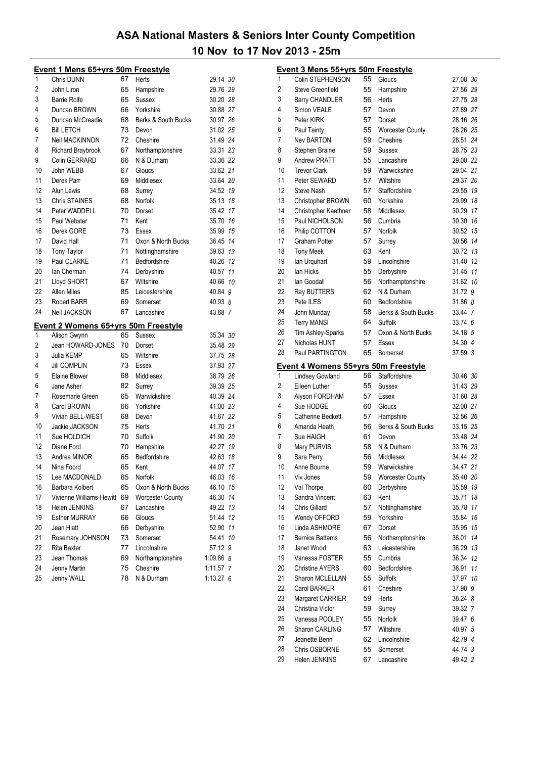# ASA National Masters & Seniors Inter County Competition

## 10 Nov to 17 Nov 2013 - 25m

### Event 1 Mens 65+yrs 50m Freestyle

| Pos | Name | Age | County | Time | Points |
|---|---|---|---|---|---|
| 1 | Chris DUNN | 67 | Herts | 29.14 | 30 |
| 2 | John Liron | 65 | Hampshire | 29.76 | 29 |
| 3 | Barrie Rolfe | 65 | Sussex | 30.20 | 28 |
| 4 | Duncan BROWN | 66 | Yorkshire | 30.88 | 27 |
| 5 | Duncan McCreadie | 68 | Berks & South Bucks | 30.97 | 26 |
| 6 | Bill LETCH | 73 | Devon | 31.02 | 25 |
| 7 | Neil MACKINNON | 72 | Cheshire | 31.49 | 24 |
| 8 | Richard Braybrook | 67 | Northamptonshire | 33.31 | 23 |
| 9 | Colin GERRARD | 66 | N & Durham | 33.36 | 22 |
| 10 | John WEBB | 67 | Gloucs | 33.62 | 21 |
| 11 | Derek Parr | 69 | Middlesex | 33.64 | 20 |
| 12 | Alun Lewis | 68 | Surrey | 34.52 | 19 |
| 13 | Chris STAINES | 68 | Norfolk | 35.13 | 18 |
| 14 | Peter WADDELL | 70 | Dorset | 35.42 | 17 |
| 15 | Paul Webster | 71 | Kent | 35.70 | 16 |
| 16 | Derek GORE | 73 | Essex | 35.99 | 15 |
| 17 | David Hall | 71 | Oxon & North Bucks | 36.45 | 14 |
| 18 | Tony Taylor | 71 | Nottinghamshire | 39.63 | 13 |
| 19 | Paul CLARKE | 71 | Bedfordshire | 40.26 | 12 |
| 20 | Ian Cherman | 74 | Derbyshire | 40.57 | 11 |
| 21 | Lloyd SHORT | 67 | Wiltshire | 40.66 | 10 |
| 22 | Allen Miles | 85 | Leicestershire | 40.84 | 9 |
| 23 | Robert BARR | 69 | Somerset | 40.93 | 8 |
| 24 | Neil JACKSON | 67 | Lancashire | 43.68 | 7 |

### Event 2 Womens 65+yrs 50m Freestyle

| Pos | Name | Age | County | Time | Points |
|---|---|---|---|---|---|
| 1 | Alison Gwynn | 65 | Sussex | 35.34 | 30 |
| 2 | Jean HOWARD-JONES | 70 | Dorset | 35.48 | 29 |
| 3 | Julia KEMP | 65 | Wiltshire | 37.75 | 28 |
| 4 | Jill COMPLIN | 73 | Essex | 37.93 | 27 |
| 5 | Elaine Blower | 68 | Middlesex | 38.79 | 26 |
| 6 | Jane Asher | 82 | Surrey | 39.39 | 25 |
| 7 | Rosemarie Green | 65 | Warwickshire | 40.39 | 24 |
| 8 | Carol BROWN | 66 | Yorkshire | 41.00 | 23 |
| 9 | Vivian BELL-WEST | 68 | Devon | 41.67 | 22 |
| 10 | Jackie JACKSON | 65 | Herts | 41.70 | 21 |
| 11 | Sue HOLDICH | 70 | Suffolk | 41.90 | 20 |
| 12 | Diane Ford | 70 | Hampshire | 42.27 | 19 |
| 13 | Andrea MINOR | 65 | Bedfordshire | 42.63 | 18 |
| 14 | Nina Foord | 65 | Kent | 44.07 | 17 |
| 15 | Lee MACDONALD | 65 | Norfolk | 46.03 | 16 |
| 16 | Barbara Kolbert | 65 | Oxon & North Bucks | 46.10 | 15 |
| 17 | Vivienne Williams-Hewitt | 69 | Worcester County | 46.30 | 14 |
| 18 | Helen JENKINS | 67 | Lancashire | 49.22 | 13 |
| 19 | Esther MURRAY | 66 | Gloucs | 51.44 | 12 |
| 20 | Jean Hiatt | 66 | Derbyshire | 52.90 | 11 |
| 21 | Rosemary JOHNSON | 73 | Somerset | 54.41 | 10 |
| 22 | Rita Baxter | 77 | Lincolnshire | 57.12 | 9 |
| 23 | Jean Thomas | 69 | Northamptonshire | 1:09.86 | 8 |
| 24 | Jenny Martin | 75 | Cheshire | 1:11.57 | 7 |
| 25 | Jenny WALL | 78 | N & Durham | 1:13.27 | 6 |

### Event 3 Mens 55+yrs 50m Freestyle

| Pos | Name | Age | County | Time | Points |
|---|---|---|---|---|---|
| 1 | Colin STEPHENSON | 55 | Gloucs | 27.08 | 30 |
| 2 | Steve Greenfield | 55 | Hampshire | 27.56 | 29 |
| 3 | Barry CHANDLER | 56 | Herts | 27.75 | 28 |
| 4 | Simon VEALE | 57 | Devon | 27.89 | 27 |
| 5 | Peter KIRK | 57 | Dorset | 28.16 | 26 |
| 6 | Paul Tainty | 55 | Worcester County | 28.26 | 25 |
| 7 | Nev BARTON | 59 | Cheshire | 28.51 | 24 |
| 8 | Stephen Braine | 59 | Sussex | 28.75 | 23 |
| 9 | Andrew PRATT | 55 | Lancashire | 29.00 | 22 |
| 10 | Trevor Clark | 59 | Warwickshire | 29.04 | 21 |
| 11 | Peter SEWARD | 57 | Wiltshire | 29.37 | 20 |
| 12 | Steve Nash | 57 | Staffordshire | 29.55 | 19 |
| 13 | Christopher BROWN | 60 | Yorkshire | 29.99 | 18 |
| 14 | Christopher Kaethner | 58 | Middlesex | 30.29 | 17 |
| 15 | Paul NICHOLSON | 56 | Cumbria | 30.30 | 16 |
| 16 | Philip COTTON | 57 | Norfolk | 30.52 | 15 |
| 17 | Graham Potter | 57 | Surrey | 30.56 | 14 |
| 18 | Tony Meek | 63 | Kent | 30.72 | 13 |
| 19 | Ian Urquhart | 59 | Lincolnshire | 31.40 | 12 |
| 20 | Ian Hicks | 55 | Derbyshire | 31.45 | 11 |
| 21 | Ian Goodall | 56 | Northamptonshire | 31.62 | 10 |
| 22 | Ray BUTTERS | 62 | N & Durham | 31.72 | 9 |
| 23 | Pete ILES | 60 | Bedfordshire | 31.86 | 8 |
| 24 | John Munday | 58 | Berks & South Bucks | 33.44 | 7 |
| 25 | Terry MANSI | 64 | Suffolk | 33.74 | 6 |
| 26 | Tim Ashley-Sparks | 57 | Oxon & North Bucks | 34.18 | 5 |
| 27 | Nicholas HUNT | 57 | Essex | 34.30 | 4 |
| 28 | Paul PARTINGTON | 65 | Somerset | 37.59 | 3 |

### Event 4 Womens 55+yrs 50m Freestyle

| Pos | Name | Age | County | Time | Points |
|---|---|---|---|---|---|
| 1 | Lindsey Gowland | 56 | Staffordshire | 30.46 | 30 |
| 2 | Eileen Luther | 55 | Sussex | 31.43 | 29 |
| 3 | Alyson FORDHAM | 57 | Essex | 31.60 | 28 |
| 4 | Sue HODGE | 60 | Gloucs | 32.00 | 27 |
| 5 | Catherine Beckett | 57 | Hampshire | 32.56 | 26 |
| 6 | Amanda Heath | 56 | Berks & South Bucks | 33.15 | 25 |
| 7 | Sue HAIGH | 61 | Devon | 33.48 | 24 |
| 8 | Mary PURVIS | 58 | N & Durham | 33.76 | 23 |
| 9 | Sara Perry | 56 | Middlesex | 34.44 | 22 |
| 10 | Anne Bourne | 59 | Warwickshire | 34.47 | 21 |
| 11 | Viv Jones | 59 | Worcester County | 35.40 | 20 |
| 12 | Val Thorpe | 60 | Derbyshire | 35.59 | 19 |
| 13 | Sandra Vincent | 63 | Kent | 35.71 | 18 |
| 14 | Chris Gillard | 57 | Nottinghamshire | 35.78 | 17 |
| 15 | Wendy OFFORD | 59 | Yorkshire | 35.84 | 16 |
| 16 | Linda ASHMORE | 67 | Dorset | 35.95 | 15 |
| 17 | Bernice Battams | 56 | Northamptonshire | 36.01 | 14 |
| 18 | Janet Wood | 63 | Leicestershire | 36.29 | 13 |
| 19 | Vanessa FOSTER | 55 | Cumbria | 36.34 | 12 |
| 20 | Christine AYERS | 60 | Bedfordshire | 36.91 | 11 |
| 21 | Sharon MCLELLAN | 55 | Suffolk | 37.97 | 10 |
| 22 | Carol BARKER | 61 | Cheshire | 37.98 | 9 |
| 23 | Margaret CARRIER | 59 | Herts | 38.24 | 8 |
| 24 | Christina Victor | 59 | Surrey | 39.32 | 7 |
| 25 | Vanessa POOLEY | 55 | Norfolk | 39.47 | 6 |
| 26 | Sharon CARLING | 57 | Wiltshire | 40.97 | 5 |
| 27 | Jeanette Benn | 62 | Lincolnshire | 42.79 | 4 |
| 28 | Chris OSBORNE | 55 | Somerset | 44.74 | 3 |
| 29 | Helen JENKINS | 67 | Lancashire | 49.42 | 2 |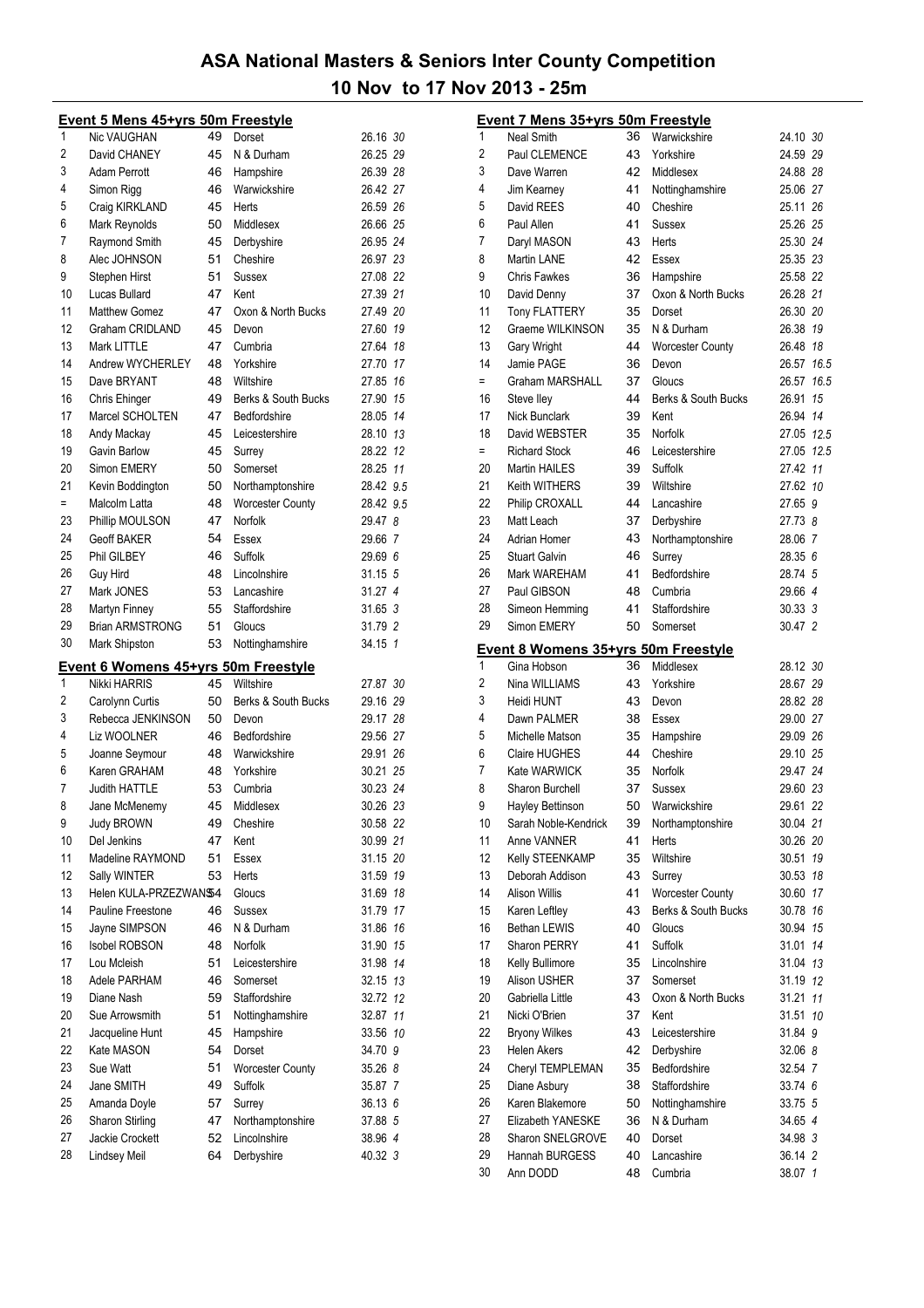# ASA National Masters & Seniors Inter County Competition

## 10 Nov to 17 Nov 2013 - 25m

### Event 5 Mens 45+yrs 50m Freestyle

| Pos | Name | Age | County | Time | Points |
|---|---|---|---|---|---|
| 1 | Nic VAUGHAN | 49 | Dorset | 26.16 | 30 |
| 2 | David CHANEY | 45 | N & Durham | 26.25 | 29 |
| 3 | Adam Perrott | 46 | Hampshire | 26.39 | 28 |
| 4 | Simon Rigg | 46 | Warwickshire | 26.42 | 27 |
| 5 | Craig KIRKLAND | 45 | Herts | 26.59 | 26 |
| 6 | Mark Reynolds | 50 | Middlesex | 26.66 | 25 |
| 7 | Raymond Smith | 45 | Derbyshire | 26.95 | 24 |
| 8 | Alec JOHNSON | 51 | Cheshire | 26.97 | 23 |
| 9 | Stephen Hirst | 51 | Sussex | 27.08 | 22 |
| 10 | Lucas Bullard | 47 | Kent | 27.39 | 21 |
| 11 | Matthew Gomez | 47 | Oxon & North Bucks | 27.49 | 20 |
| 12 | Graham CRIDLAND | 45 | Devon | 27.60 | 19 |
| 13 | Mark LITTLE | 47 | Cumbria | 27.64 | 18 |
| 14 | Andrew WYCHERLEY | 48 | Yorkshire | 27.70 | 17 |
| 15 | Dave BRYANT | 48 | Wiltshire | 27.85 | 16 |
| 16 | Chris Ehinger | 49 | Berks & South Bucks | 27.90 | 15 |
| 17 | Marcel SCHOLTEN | 47 | Bedfordshire | 28.05 | 14 |
| 18 | Andy Mackay | 45 | Leicestershire | 28.10 | 13 |
| 19 | Gavin Barlow | 45 | Surrey | 28.22 | 12 |
| 20 | Simon EMERY | 50 | Somerset | 28.25 | 11 |
| 21 | Kevin Boddington | 50 | Northamptonshire | 28.42 | 9.5 |
| = | Malcolm Latta | 48 | Worcester County | 28.42 | 9.5 |
| 23 | Phillip MOULSON | 47 | Norfolk | 29.47 | 8 |
| 24 | Geoff BAKER | 54 | Essex | 29.66 | 7 |
| 25 | Phil GILBEY | 46 | Suffolk | 29.69 | 6 |
| 26 | Guy Hird | 48 | Lincolnshire | 31.15 | 5 |
| 27 | Mark JONES | 53 | Lancashire | 31.27 | 4 |
| 28 | Martyn Finney | 55 | Staffordshire | 31.65 | 3 |
| 29 | Brian ARMSTRONG | 51 | Gloucs | 31.79 | 2 |
| 30 | Mark Shipston | 53 | Nottinghamshire | 34.15 | 1 |

### Event 6 Womens 45+yrs 50m Freestyle

| Pos | Name | Age | County | Time | Points |
|---|---|---|---|---|---|
| 1 | Nikki HARRIS | 45 | Wiltshire | 27.87 | 30 |
| 2 | Carolynn Curtis | 50 | Berks & South Bucks | 29.16 | 29 |
| 3 | Rebecca JENKINSON | 50 | Devon | 29.17 | 28 |
| 4 | Liz WOOLNER | 46 | Bedfordshire | 29.56 | 27 |
| 5 | Joanne Seymour | 48 | Warwickshire | 29.91 | 26 |
| 6 | Karen GRAHAM | 48 | Yorkshire | 30.21 | 25 |
| 7 | Judith HATTLE | 53 | Cumbria | 30.23 | 24 |
| 8 | Jane McMenemy | 45 | Middlesex | 30.26 | 23 |
| 9 | Judy BROWN | 49 | Cheshire | 30.58 | 22 |
| 10 | Del Jenkins | 47 | Kent | 30.99 | 21 |
| 11 | Madeline RAYMOND | 51 | Essex | 31.15 | 20 |
| 12 | Sally WINTER | 53 | Herts | 31.59 | 19 |
| 13 | Helen KULA-PRZEZWANS | 54 | Gloucs | 31.69 | 18 |
| 14 | Pauline Freestone | 46 | Sussex | 31.79 | 17 |
| 15 | Jayne SIMPSON | 46 | N & Durham | 31.86 | 16 |
| 16 | Isobel ROBSON | 48 | Norfolk | 31.90 | 15 |
| 17 | Lou Mcleish | 51 | Leicestershire | 31.98 | 14 |
| 18 | Adele PARHAM | 46 | Somerset | 32.15 | 13 |
| 19 | Diane Nash | 59 | Staffordshire | 32.72 | 12 |
| 20 | Sue Arrowsmith | 51 | Nottinghamshire | 32.87 | 11 |
| 21 | Jacqueline Hunt | 45 | Hampshire | 33.56 | 10 |
| 22 | Kate MASON | 54 | Dorset | 34.70 | 9 |
| 23 | Sue Watt | 51 | Worcester County | 35.26 | 8 |
| 24 | Jane SMITH | 49 | Suffolk | 35.87 | 7 |
| 25 | Amanda Doyle | 57 | Surrey | 36.13 | 6 |
| 26 | Sharon Stirling | 47 | Northamptonshire | 37.88 | 5 |
| 27 | Jackie Crockett | 52 | Lincolnshire | 38.96 | 4 |
| 28 | Lindsey Meil | 64 | Derbyshire | 40.32 | 3 |

### Event 7 Mens 35+yrs 50m Freestyle

| Pos | Name | Age | County | Time | Points |
|---|---|---|---|---|---|
| 1 | Neal Smith | 36 | Warwickshire | 24.10 | 30 |
| 2 | Paul CLEMENCE | 43 | Yorkshire | 24.59 | 29 |
| 3 | Dave Warren | 42 | Middlesex | 24.88 | 28 |
| 4 | Jim Kearney | 41 | Nottinghamshire | 25.06 | 27 |
| 5 | David REES | 40 | Cheshire | 25.11 | 26 |
| 6 | Paul Allen | 41 | Sussex | 25.26 | 25 |
| 7 | Daryl MASON | 43 | Herts | 25.30 | 24 |
| 8 | Martin LANE | 42 | Essex | 25.35 | 23 |
| 9 | Chris Fawkes | 36 | Hampshire | 25.58 | 22 |
| 10 | David Denny | 37 | Oxon & North Bucks | 26.28 | 21 |
| 11 | Tony FLATTERY | 35 | Dorset | 26.30 | 20 |
| 12 | Graeme WILKINSON | 35 | N & Durham | 26.38 | 19 |
| 13 | Gary Wright | 44 | Worcester County | 26.48 | 18 |
| 14 | Jamie PAGE | 36 | Devon | 26.57 | 16.5 |
| = | Graham MARSHALL | 37 | Gloucs | 26.57 | 16.5 |
| 16 | Steve Iley | 44 | Berks & South Bucks | 26.91 | 15 |
| 17 | Nick Bunclark | 39 | Kent | 26.94 | 14 |
| 18 | David WEBSTER | 35 | Norfolk | 27.05 | 12.5 |
| = | Richard Stock | 46 | Leicestershire | 27.05 | 12.5 |
| 20 | Martin HAILES | 39 | Suffolk | 27.42 | 11 |
| 21 | Keith WITHERS | 39 | Wiltshire | 27.62 | 10 |
| 22 | Philip CROXALL | 44 | Lancashire | 27.65 | 9 |
| 23 | Matt Leach | 37 | Derbyshire | 27.73 | 8 |
| 24 | Adrian Homer | 43 | Northamptonshire | 28.06 | 7 |
| 25 | Stuart Galvin | 46 | Surrey | 28.35 | 6 |
| 26 | Mark WAREHAM | 41 | Bedfordshire | 28.74 | 5 |
| 27 | Paul GIBSON | 48 | Cumbria | 29.66 | 4 |
| 28 | Simeon Hemming | 41 | Staffordshire | 30.33 | 3 |
| 29 | Simon EMERY | 50 | Somerset | 30.47 | 2 |

### Event 8 Womens 35+yrs 50m Freestyle

| Pos | Name | Age | County | Time | Points |
|---|---|---|---|---|---|
| 1 | Gina Hobson | 36 | Middlesex | 28.12 | 30 |
| 2 | Nina WILLIAMS | 43 | Yorkshire | 28.67 | 29 |
| 3 | Heidi HUNT | 43 | Devon | 28.82 | 28 |
| 4 | Dawn PALMER | 38 | Essex | 29.00 | 27 |
| 5 | Michelle Matson | 35 | Hampshire | 29.09 | 26 |
| 6 | Claire HUGHES | 44 | Cheshire | 29.10 | 25 |
| 7 | Kate WARWICK | 35 | Norfolk | 29.47 | 24 |
| 8 | Sharon Burchell | 37 | Sussex | 29.60 | 23 |
| 9 | Hayley Bettinson | 50 | Warwickshire | 29.61 | 22 |
| 10 | Sarah Noble-Kendrick | 39 | Northamptonshire | 30.04 | 21 |
| 11 | Anne VANNER | 41 | Herts | 30.26 | 20 |
| 12 | Kelly STEENKAMP | 35 | Wiltshire | 30.51 | 19 |
| 13 | Deborah Addison | 43 | Surrey | 30.53 | 18 |
| 14 | Alison Willis | 41 | Worcester County | 30.60 | 17 |
| 15 | Karen Leftley | 43 | Berks & South Bucks | 30.78 | 16 |
| 16 | Bethan LEWIS | 40 | Gloucs | 30.94 | 15 |
| 17 | Sharon PERRY | 41 | Suffolk | 31.01 | 14 |
| 18 | Kelly Bullimore | 35 | Lincolnshire | 31.04 | 13 |
| 19 | Alison USHER | 37 | Somerset | 31.19 | 12 |
| 20 | Gabriella Little | 43 | Oxon & North Bucks | 31.21 | 11 |
| 21 | Nicki O'Brien | 37 | Kent | 31.51 | 10 |
| 22 | Bryony Wilkes | 43 | Leicestershire | 31.84 | 9 |
| 23 | Helen Akers | 42 | Derbyshire | 32.06 | 8 |
| 24 | Cheryl TEMPLEMAN | 35 | Bedfordshire | 32.54 | 7 |
| 25 | Diane Asbury | 38 | Staffordshire | 33.74 | 6 |
| 26 | Karen Blakemore | 50 | Nottinghamshire | 33.75 | 5 |
| 27 | Elizabeth YANESKE | 36 | N & Durham | 34.65 | 4 |
| 28 | Sharon SNELGROVE | 40 | Dorset | 34.98 | 3 |
| 29 | Hannah BURGESS | 40 | Lancashire | 36.14 | 2 |
| 30 | Ann DODD | 48 | Cumbria | 38.07 | 1 |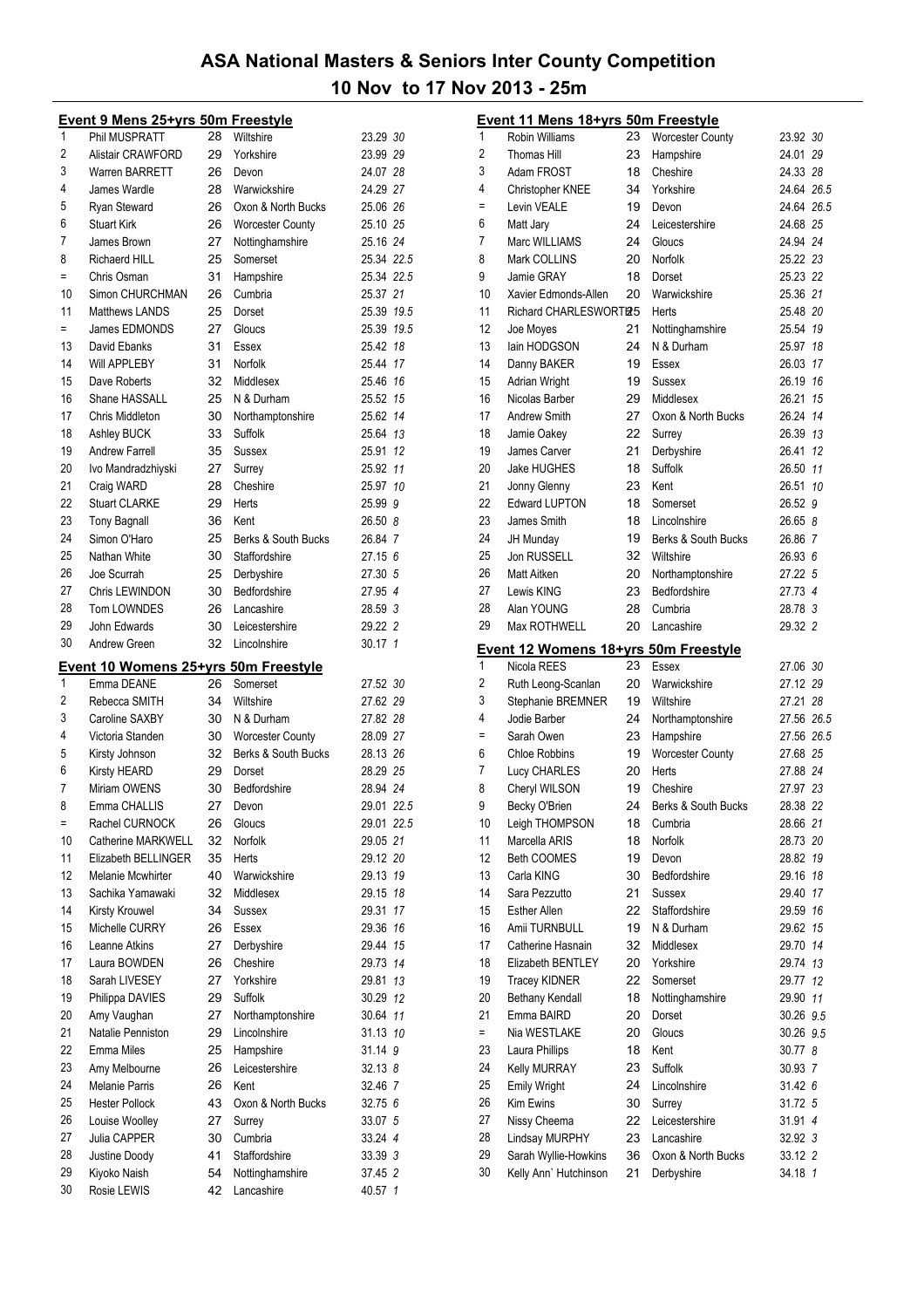# ASA National Masters & Seniors Inter County Competition

## 10 Nov to 17 Nov 2013 - 25m

### Event 9 Mens 25+yrs 50m Freestyle

| Place | Name | Age | County | Time | Points |
|---|---|---|---|---|---|
| 1 | Phil MUSPRATT | 28 | Wiltshire | 23.29 | 30 |
| 2 | Alistair CRAWFORD | 29 | Yorkshire | 23.99 | 29 |
| 3 | Warren BARRETT | 26 | Devon | 24.07 | 28 |
| 4 | James Wardle | 28 | Warwickshire | 24.29 | 27 |
| 5 | Ryan Steward | 26 | Oxon & North Bucks | 25.06 | 26 |
| 6 | Stuart Kirk | 26 | Worcester County | 25.10 | 25 |
| 7 | James Brown | 27 | Nottinghamshire | 25.16 | 24 |
| 8 | Richaerd HILL | 25 | Somerset | 25.34 | 22.5 |
| = | Chris Osman | 31 | Hampshire | 25.34 | 22.5 |
| 10 | Simon CHURCHMAN | 26 | Cumbria | 25.37 | 21 |
| 11 | Matthews LANDS | 25 | Dorset | 25.39 | 19.5 |
| = | James EDMONDS | 27 | Gloucs | 25.39 | 19.5 |
| 13 | David Ebanks | 31 | Essex | 25.42 | 18 |
| 14 | Will APPLEBY | 31 | Norfolk | 25.44 | 17 |
| 15 | Dave Roberts | 32 | Middlesex | 25.46 | 16 |
| 16 | Shane HASSALL | 25 | N & Durham | 25.52 | 15 |
| 17 | Chris Middleton | 30 | Northamptonshire | 25.62 | 14 |
| 18 | Ashley BUCK | 33 | Suffolk | 25.64 | 13 |
| 19 | Andrew Farrell | 35 | Sussex | 25.91 | 12 |
| 20 | Ivo Mandradzhiyski | 27 | Surrey | 25.92 | 11 |
| 21 | Craig WARD | 28 | Cheshire | 25.97 | 10 |
| 22 | Stuart CLARKE | 29 | Herts | 25.99 | 9 |
| 23 | Tony Bagnall | 36 | Kent | 26.50 | 8 |
| 24 | Simon O'Haro | 25 | Berks & South Bucks | 26.84 | 7 |
| 25 | Nathan White | 30 | Staffordshire | 27.15 | 6 |
| 26 | Joe Scurrah | 25 | Derbyshire | 27.30 | 5 |
| 27 | Chris LEWINDON | 30 | Bedfordshire | 27.95 | 4 |
| 28 | Tom LOWNDES | 26 | Lancashire | 28.59 | 3 |
| 29 | John Edwards | 30 | Leicestershire | 29.22 | 2 |
| 30 | Andrew Green | 32 | Lincolnshire | 30.17 | 1 |

### Event 10 Womens 25+yrs 50m Freestyle

| Place | Name | Age | County | Time | Points |
|---|---|---|---|---|---|
| 1 | Emma DEANE | 26 | Somerset | 27.52 | 30 |
| 2 | Rebecca SMITH | 34 | Wiltshire | 27.62 | 29 |
| 3 | Caroline SAXBY | 30 | N & Durham | 27.82 | 28 |
| 4 | Victoria Standen | 30 | Worcester County | 28.09 | 27 |
| 5 | Kirsty Johnson | 32 | Berks & South Bucks | 28.13 | 26 |
| 6 | Kirsty HEARD | 29 | Dorset | 28.29 | 25 |
| 7 | Miriam OWENS | 30 | Bedfordshire | 28.94 | 24 |
| 8 | Emma CHALLIS | 27 | Devon | 29.01 | 22.5 |
| = | Rachel CURNOCK | 26 | Gloucs | 29.01 | 22.5 |
| 10 | Catherine MARKWELL | 32 | Norfolk | 29.05 | 21 |
| 11 | Elizabeth BELLINGER | 35 | Herts | 29.12 | 20 |
| 12 | Melanie Mcwhirter | 40 | Warwickshire | 29.13 | 19 |
| 13 | Sachika Yamawaki | 32 | Middlesex | 29.15 | 18 |
| 14 | Kirsty Krouwel | 34 | Sussex | 29.31 | 17 |
| 15 | Michelle CURRY | 26 | Essex | 29.36 | 16 |
| 16 | Leanne Atkins | 27 | Derbyshire | 29.44 | 15 |
| 17 | Laura BOWDEN | 26 | Cheshire | 29.73 | 14 |
| 18 | Sarah LIVESEY | 27 | Yorkshire | 29.81 | 13 |
| 19 | Philippa DAVIES | 29 | Suffolk | 30.29 | 12 |
| 20 | Amy Vaughan | 27 | Northamptonshire | 30.64 | 11 |
| 21 | Natalie Penniston | 29 | Lincolnshire | 31.13 | 10 |
| 22 | Emma Miles | 25 | Hampshire | 31.14 | 9 |
| 23 | Amy Melbourne | 26 | Leicestershire | 32.13 | 8 |
| 24 | Melanie Parris | 26 | Kent | 32.46 | 7 |
| 25 | Hester Pollock | 43 | Oxon & North Bucks | 32.75 | 6 |
| 26 | Louise Woolley | 27 | Surrey | 33.07 | 5 |
| 27 | Julia CAPPER | 30 | Cumbria | 33.24 | 4 |
| 28 | Justine Doody | 41 | Staffordshire | 33.39 | 3 |
| 29 | Kiyoko Naish | 54 | Nottinghamshire | 37.45 | 2 |
| 30 | Rosie LEWIS | 42 | Lancashire | 40.57 | 1 |

### Event 11 Mens 18+yrs 50m Freestyle

| Place | Name | Age | County | Time | Points |
|---|---|---|---|---|---|
| 1 | Robin Williams | 23 | Worcester County | 23.92 | 30 |
| 2 | Thomas Hill | 23 | Hampshire | 24.01 | 29 |
| 3 | Adam FROST | 18 | Cheshire | 24.33 | 28 |
| 4 | Christopher KNEE | 34 | Yorkshire | 24.64 | 26.5 |
| = | Levin VEALE | 19 | Devon | 24.64 | 26.5 |
| 6 | Matt Jary | 24 | Leicestershire | 24.68 | 25 |
| 7 | Marc WILLIAMS | 24 | Gloucs | 24.94 | 24 |
| 8 | Mark COLLINS | 20 | Norfolk | 25.22 | 23 |
| 9 | Jamie GRAY | 18 | Dorset | 25.23 | 22 |
| 10 | Xavier Edmonds-Allen | 20 | Warwickshire | 25.36 | 21 |
| 11 | Richard CHARLESWORTH | 25 | Herts | 25.48 | 20 |
| 12 | Joe Moyes | 21 | Nottinghamshire | 25.54 | 19 |
| 13 | Iain HODGSON | 24 | N & Durham | 25.97 | 18 |
| 14 | Danny BAKER | 19 | Essex | 26.03 | 17 |
| 15 | Adrian Wright | 19 | Sussex | 26.19 | 16 |
| 16 | Nicolas Barber | 29 | Middlesex | 26.21 | 15 |
| 17 | Andrew Smith | 27 | Oxon & North Bucks | 26.24 | 14 |
| 18 | Jamie Oakey | 22 | Surrey | 26.39 | 13 |
| 19 | James Carver | 21 | Derbyshire | 26.41 | 12 |
| 20 | Jake HUGHES | 18 | Suffolk | 26.50 | 11 |
| 21 | Jonny Glenny | 23 | Kent | 26.51 | 10 |
| 22 | Edward LUPTON | 18 | Somerset | 26.52 | 9 |
| 23 | James Smith | 18 | Lincolnshire | 26.65 | 8 |
| 24 | JH Munday | 19 | Berks & South Bucks | 26.86 | 7 |
| 25 | Jon RUSSELL | 32 | Wiltshire | 26.93 | 6 |
| 26 | Matt Aitken | 20 | Northamptonshire | 27.22 | 5 |
| 27 | Lewis KING | 23 | Bedfordshire | 27.73 | 4 |
| 28 | Alan YOUNG | 28 | Cumbria | 28.78 | 3 |
| 29 | Max ROTHWELL | 20 | Lancashire | 29.32 | 2 |

### Event 12 Womens 18+yrs 50m Freestyle

| Place | Name | Age | County | Time | Points |
|---|---|---|---|---|---|
| 1 | Nicola REES | 23 | Essex | 27.06 | 30 |
| 2 | Ruth Leong-Scanlan | 20 | Warwickshire | 27.12 | 29 |
| 3 | Stephanie BREMNER | 19 | Wiltshire | 27.21 | 28 |
| 4 | Jodie Barber | 24 | Northamptonshire | 27.56 | 26.5 |
| = | Sarah Owen | 23 | Hampshire | 27.56 | 26.5 |
| 6 | Chloe Robbins | 19 | Worcester County | 27.68 | 25 |
| 7 | Lucy CHARLES | 20 | Herts | 27.88 | 24 |
| 8 | Cheryl WILSON | 19 | Cheshire | 27.97 | 23 |
| 9 | Becky O'Brien | 24 | Berks & South Bucks | 28.38 | 22 |
| 10 | Leigh THOMPSON | 18 | Cumbria | 28.66 | 21 |
| 11 | Marcella ARIS | 18 | Norfolk | 28.73 | 20 |
| 12 | Beth COOMES | 19 | Devon | 28.82 | 19 |
| 13 | Carla KING | 30 | Bedfordshire | 29.16 | 18 |
| 14 | Sara Pezzutto | 21 | Sussex | 29.40 | 17 |
| 15 | Esther Allen | 22 | Staffordshire | 29.59 | 16 |
| 16 | Amii TURNBULL | 19 | N & Durham | 29.62 | 15 |
| 17 | Catherine Hasnain | 32 | Middlesex | 29.70 | 14 |
| 18 | Elizabeth BENTLEY | 20 | Yorkshire | 29.74 | 13 |
| 19 | Tracey KIDNER | 22 | Somerset | 29.77 | 12 |
| 20 | Bethany Kendall | 18 | Nottinghamshire | 29.90 | 11 |
| 21 | Emma BAIRD | 20 | Dorset | 30.26 | 9.5 |
| = | Nia WESTLAKE | 20 | Gloucs | 30.26 | 9.5 |
| 23 | Laura Phillips | 18 | Kent | 30.77 | 8 |
| 24 | Kelly MURRAY | 23 | Suffolk | 30.93 | 7 |
| 25 | Emily Wright | 24 | Lincolnshire | 31.42 | 6 |
| 26 | Kim Ewins | 30 | Surrey | 31.72 | 5 |
| 27 | Nissy Cheema | 22 | Leicestershire | 31.91 | 4 |
| 28 | Lindsay MURPHY | 23 | Lancashire | 32.92 | 3 |
| 29 | Sarah Wyllie-Howkins | 36 | Oxon & North Bucks | 33.12 | 2 |
| 30 | Kelly Ann` Hutchinson | 21 | Derbyshire | 34.18 | 1 |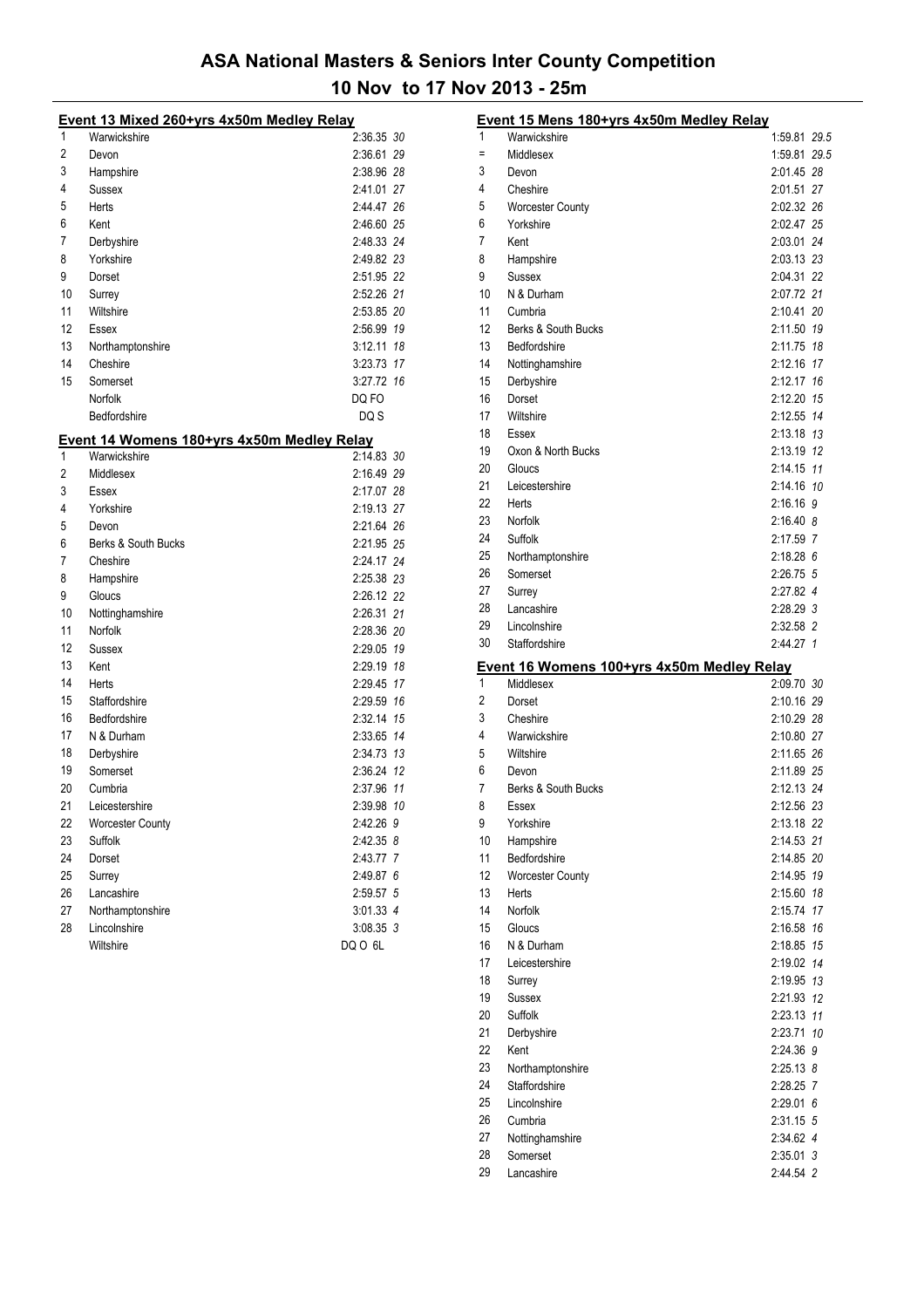# ASA National Masters & Seniors Inter County Competition

## 10 Nov to 17 Nov 2013 - 25m

### Event 13 Mixed 260+yrs 4x50m Medley Relay

| Place | Team | Time | Points |
|---|---|---|---|
| 1 | Warwickshire | 2:36.35 | 30 |
| 2 | Devon | 2:36.61 | 29 |
| 3 | Hampshire | 2:38.96 | 28 |
| 4 | Sussex | 2:41.01 | 27 |
| 5 | Herts | 2:44.47 | 26 |
| 6 | Kent | 2:46.60 | 25 |
| 7 | Derbyshire | 2:48.33 | 24 |
| 8 | Yorkshire | 2:49.82 | 23 |
| 9 | Dorset | 2:51.95 | 22 |
| 10 | Surrey | 2:52.26 | 21 |
| 11 | Wiltshire | 2:53.85 | 20 |
| 12 | Essex | 2:56.99 | 19 |
| 13 | Northamptonshire | 3:12.11 | 18 |
| 14 | Cheshire | 3:23.73 | 17 |
| 15 | Somerset | 3:27.72 | 16 |
| | Norfolk | DQ FO | |
| | Bedfordshire | DQ S | |

### Event 14 Womens 180+yrs 4x50m Medley Relay

| Place | Team | Time | Points |
|---|---|---|---|
| 1 | Warwickshire | 2:14.83 | 30 |
| 2 | Middlesex | 2:16.49 | 29 |
| 3 | Essex | 2:17.07 | 28 |
| 4 | Yorkshire | 2:19.13 | 27 |
| 5 | Devon | 2:21.64 | 26 |
| 6 | Berks & South Bucks | 2:21.95 | 25 |
| 7 | Cheshire | 2:24.17 | 24 |
| 8 | Hampshire | 2:25.38 | 23 |
| 9 | Gloucs | 2:26.12 | 22 |
| 10 | Nottinghamshire | 2:26.31 | 21 |
| 11 | Norfolk | 2:28.36 | 20 |
| 12 | Sussex | 2:29.05 | 19 |
| 13 | Kent | 2:29.19 | 18 |
| 14 | Herts | 2:29.45 | 17 |
| 15 | Staffordshire | 2:29.59 | 16 |
| 16 | Bedfordshire | 2:32.14 | 15 |
| 17 | N & Durham | 2:33.65 | 14 |
| 18 | Derbyshire | 2:34.73 | 13 |
| 19 | Somerset | 2:36.24 | 12 |
| 20 | Cumbria | 2:37.96 | 11 |
| 21 | Leicestershire | 2:39.98 | 10 |
| 22 | Worcester County | 2:42.26 | 9 |
| 23 | Suffolk | 2:42.35 | 8 |
| 24 | Dorset | 2:43.77 | 7 |
| 25 | Surrey | 2:49.87 | 6 |
| 26 | Lancashire | 2:59.57 | 5 |
| 27 | Northamptonshire | 3:01.33 | 4 |
| 28 | Lincolnshire | 3:08.35 | 3 |
| | Wiltshire | DQ O 6L | |

### Event 15 Mens 180+yrs 4x50m Medley Relay

| Place | Team | Time | Points |
|---|---|---|---|
| 1 | Warwickshire | 1:59.81 | 29.5 |
| = | Middlesex | 1:59.81 | 29.5 |
| 3 | Devon | 2:01.45 | 28 |
| 4 | Cheshire | 2:01.51 | 27 |
| 5 | Worcester County | 2:02.32 | 26 |
| 6 | Yorkshire | 2:02.47 | 25 |
| 7 | Kent | 2:03.01 | 24 |
| 8 | Hampshire | 2:03.13 | 23 |
| 9 | Sussex | 2:04.31 | 22 |
| 10 | N & Durham | 2:07.72 | 21 |
| 11 | Cumbria | 2:10.41 | 20 |
| 12 | Berks & South Bucks | 2:11.50 | 19 |
| 13 | Bedfordshire | 2:11.75 | 18 |
| 14 | Nottinghamshire | 2:12.16 | 17 |
| 15 | Derbyshire | 2:12.17 | 16 |
| 16 | Dorset | 2:12.20 | 15 |
| 17 | Wiltshire | 2:12.55 | 14 |
| 18 | Essex | 2:13.18 | 13 |
| 19 | Oxon & North Bucks | 2:13.19 | 12 |
| 20 | Gloucs | 2:14.15 | 11 |
| 21 | Leicestershire | 2:14.16 | 10 |
| 22 | Herts | 2:16.16 | 9 |
| 23 | Norfolk | 2:16.40 | 8 |
| 24 | Suffolk | 2:17.59 | 7 |
| 25 | Northamptonshire | 2:18.28 | 6 |
| 26 | Somerset | 2:26.75 | 5 |
| 27 | Surrey | 2:27.82 | 4 |
| 28 | Lancashire | 2:28.29 | 3 |
| 29 | Lincolnshire | 2:32.58 | 2 |
| 30 | Staffordshire | 2:44.27 | 1 |

### Event 16 Womens 100+yrs 4x50m Medley Relay

| Place | Team | Time | Points |
|---|---|---|---|
| 1 | Middlesex | 2:09.70 | 30 |
| 2 | Dorset | 2:10.16 | 29 |
| 3 | Cheshire | 2:10.29 | 28 |
| 4 | Warwickshire | 2:10.80 | 27 |
| 5 | Wiltshire | 2:11.65 | 26 |
| 6 | Devon | 2:11.89 | 25 |
| 7 | Berks & South Bucks | 2:12.13 | 24 |
| 8 | Essex | 2:12.56 | 23 |
| 9 | Yorkshire | 2:13.18 | 22 |
| 10 | Hampshire | 2:14.53 | 21 |
| 11 | Bedfordshire | 2:14.85 | 20 |
| 12 | Worcester County | 2:14.95 | 19 |
| 13 | Herts | 2:15.60 | 18 |
| 14 | Norfolk | 2:15.74 | 17 |
| 15 | Gloucs | 2:16.58 | 16 |
| 16 | N & Durham | 2:18.85 | 15 |
| 17 | Leicestershire | 2:19.02 | 14 |
| 18 | Surrey | 2:19.95 | 13 |
| 19 | Sussex | 2:21.93 | 12 |
| 20 | Suffolk | 2:23.13 | 11 |
| 21 | Derbyshire | 2:23.71 | 10 |
| 22 | Kent | 2:24.36 | 9 |
| 23 | Northamptonshire | 2:25.13 | 8 |
| 24 | Staffordshire | 2:28.25 | 7 |
| 25 | Lincolnshire | 2:29.01 | 6 |
| 26 | Cumbria | 2:31.15 | 5 |
| 27 | Nottinghamshire | 2:34.62 | 4 |
| 28 | Somerset | 2:35.01 | 3 |
| 29 | Lancashire | 2:44.54 | 2 |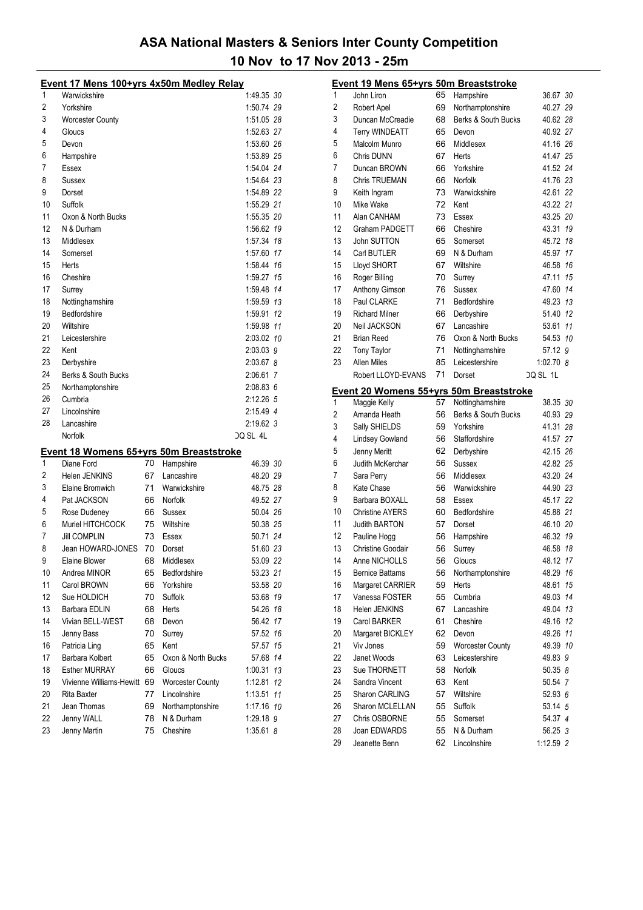# ASA National Masters & Seniors Inter County Competition

## 10 Nov to 17 Nov 2013 - 25m

### Event 17 Mens 100+yrs 4x50m Medley Relay

| Place | Team | Time | Points |
|---|---|---|---|
| 1 | Warwickshire | 1:49.35 | 30 |
| 2 | Yorkshire | 1:50.74 | 29 |
| 3 | Worcester County | 1:51.05 | 28 |
| 4 | Gloucs | 1:52.63 | 27 |
| 5 | Devon | 1:53.60 | 26 |
| 6 | Hampshire | 1:53.89 | 25 |
| 7 | Essex | 1:54.04 | 24 |
| 8 | Sussex | 1:54.64 | 23 |
| 9 | Dorset | 1:54.89 | 22 |
| 10 | Suffolk | 1:55.29 | 21 |
| 11 | Oxon & North Bucks | 1:55.35 | 20 |
| 12 | N & Durham | 1:56.62 | 19 |
| 13 | Middlesex | 1:57.34 | 18 |
| 14 | Somerset | 1:57.60 | 17 |
| 15 | Herts | 1:58.44 | 16 |
| 16 | Cheshire | 1:59.27 | 15 |
| 17 | Surrey | 1:59.48 | 14 |
| 18 | Nottinghamshire | 1:59.59 | 13 |
| 19 | Bedfordshire | 1:59.91 | 12 |
| 20 | Wiltshire | 1:59.98 | 11 |
| 21 | Leicestershire | 2:03.02 | 10 |
| 22 | Kent | 2:03.03 | 9 |
| 23 | Derbyshire | 2:03.67 | 8 |
| 24 | Berks & South Bucks | 2:06.61 | 7 |
| 25 | Northamptonshire | 2:08.83 | 6 |
| 26 | Cumbria | 2:12.26 | 5 |
| 27 | Lincolnshire | 2:15.49 | 4 |
| 28 | Lancashire | 2:19.62 | 3 |
| | Norfolk | DQ SL 4L | |

### Event 18 Womens 65+yrs 50m Breaststroke

| Place | Name | Age | County | Time | Points |
|---|---|---|---|---|---|
| 1 | Diane Ford | 70 | Hampshire | 46.39 | 30 |
| 2 | Helen JENKINS | 67 | Lancashire | 48.20 | 29 |
| 3 | Elaine Bromwich | 71 | Warwickshire | 48.75 | 28 |
| 4 | Pat JACKSON | 66 | Norfolk | 49.52 | 27 |
| 5 | Rose Dudeney | 66 | Sussex | 50.04 | 26 |
| 6 | Muriel HITCHCOCK | 75 | Wiltshire | 50.38 | 25 |
| 7 | Jill COMPLIN | 73 | Essex | 50.71 | 24 |
| 8 | Jean HOWARD-JONES | 70 | Dorset | 51.60 | 23 |
| 9 | Elaine Blower | 68 | Middlesex | 53.09 | 22 |
| 10 | Andrea MINOR | 65 | Bedfordshire | 53.23 | 21 |
| 11 | Carol BROWN | 66 | Yorkshire | 53.58 | 20 |
| 12 | Sue HOLDICH | 70 | Suffolk | 53.68 | 19 |
| 13 | Barbara EDLIN | 68 | Herts | 54.26 | 18 |
| 14 | Vivian BELL-WEST | 68 | Devon | 56.42 | 17 |
| 15 | Jenny Bass | 70 | Surrey | 57.52 | 16 |
| 16 | Patricia Ling | 65 | Kent | 57.57 | 15 |
| 17 | Barbara Kolbert | 65 | Oxon & North Bucks | 57.68 | 14 |
| 18 | Esther MURRAY | 66 | Gloucs | 1:00.31 | 13 |
| 19 | Vivienne Williams-Hewitt | 69 | Worcester County | 1:12.81 | 12 |
| 20 | Rita Baxter | 77 | Lincolnshire | 1:13.51 | 11 |
| 21 | Jean Thomas | 69 | Northamptonshire | 1:17.16 | 10 |
| 22 | Jenny WALL | 78 | N & Durham | 1:29.18 | 9 |
| 23 | Jenny Martin | 75 | Cheshire | 1:35.61 | 8 |

### Event 19 Mens 65+yrs 50m Breaststroke

| Place | Name | Age | County | Time | Points |
|---|---|---|---|---|---|
| 1 | John Liron | 65 | Hampshire | 36.67 | 30 |
| 2 | Robert Apel | 69 | Northamptonshire | 40.27 | 29 |
| 3 | Duncan McCreadie | 68 | Berks & South Bucks | 40.62 | 28 |
| 4 | Terry WINDEATT | 65 | Devon | 40.92 | 27 |
| 5 | Malcolm Munro | 66 | Middlesex | 41.16 | 26 |
| 6 | Chris DUNN | 67 | Herts | 41.47 | 25 |
| 7 | Duncan BROWN | 66 | Yorkshire | 41.52 | 24 |
| 8 | Chris TRUEMAN | 66 | Norfolk | 41.76 | 23 |
| 9 | Keith Ingram | 73 | Warwickshire | 42.61 | 22 |
| 10 | Mike Wake | 72 | Kent | 43.22 | 21 |
| 11 | Alan CANHAM | 73 | Essex | 43.25 | 20 |
| 12 | Graham PADGETT | 66 | Cheshire | 43.31 | 19 |
| 13 | John SUTTON | 65 | Somerset | 45.72 | 18 |
| 14 | Carl BUTLER | 69 | N & Durham | 45.97 | 17 |
| 15 | Lloyd SHORT | 67 | Wiltshire | 46.58 | 16 |
| 16 | Roger Billing | 70 | Surrey | 47.11 | 15 |
| 17 | Anthony Gimson | 76 | Sussex | 47.60 | 14 |
| 18 | Paul CLARKE | 71 | Bedfordshire | 49.23 | 13 |
| 19 | Richard Milner | 66 | Derbyshire | 51.40 | 12 |
| 20 | Neil JACKSON | 67 | Lancashire | 53.61 | 11 |
| 21 | Brian Reed | 76 | Oxon & North Bucks | 54.53 | 10 |
| 22 | Tony Taylor | 71 | Nottinghamshire | 57.12 | 9 |
| 23 | Allen Miles | 85 | Leicestershire | 1:02.70 | 8 |
| | Robert LLOYD-EVANS | 71 | Dorset | DQ SL 1L | |

### Event 20 Womens 55+yrs 50m Breaststroke

| Place | Name | Age | County | Time | Points |
|---|---|---|---|---|---|
| 1 | Maggie Kelly | 57 | Nottinghamshire | 38.35 | 30 |
| 2 | Amanda Heath | 56 | Berks & South Bucks | 40.93 | 29 |
| 3 | Sally SHIELDS | 59 | Yorkshire | 41.31 | 28 |
| 4 | Lindsey Gowland | 56 | Staffordshire | 41.57 | 27 |
| 5 | Jenny Meritt | 62 | Derbyshire | 42.15 | 26 |
| 6 | Judith McKerchar | 56 | Sussex | 42.82 | 25 |
| 7 | Sara Perry | 56 | Middlesex | 43.20 | 24 |
| 8 | Kate Chase | 56 | Warwickshire | 44.90 | 23 |
| 9 | Barbara BOXALL | 58 | Essex | 45.17 | 22 |
| 10 | Christine AYERS | 60 | Bedfordshire | 45.88 | 21 |
| 11 | Judith BARTON | 57 | Dorset | 46.10 | 20 |
| 12 | Pauline Hogg | 56 | Hampshire | 46.32 | 19 |
| 13 | Christine Goodair | 56 | Surrey | 46.58 | 18 |
| 14 | Anne NICHOLLS | 56 | Gloucs | 48.12 | 17 |
| 15 | Bernice Battams | 56 | Northamptonshire | 48.29 | 16 |
| 16 | Margaret CARRIER | 59 | Herts | 48.61 | 15 |
| 17 | Vanessa FOSTER | 55 | Cumbria | 49.03 | 14 |
| 18 | Helen JENKINS | 67 | Lancashire | 49.04 | 13 |
| 19 | Carol BARKER | 61 | Cheshire | 49.16 | 12 |
| 20 | Margaret BICKLEY | 62 | Devon | 49.26 | 11 |
| 21 | Viv Jones | 59 | Worcester County | 49.39 | 10 |
| 22 | Janet Woods | 63 | Leicestershire | 49.83 | 9 |
| 23 | Sue THORNETT | 58 | Norfolk | 50.35 | 8 |
| 24 | Sandra Vincent | 63 | Kent | 50.54 | 7 |
| 25 | Sharon CARLING | 57 | Wiltshire | 52.93 | 6 |
| 26 | Sharon MCLELLAN | 55 | Suffolk | 53.14 | 5 |
| 27 | Chris OSBORNE | 55 | Somerset | 54.37 | 4 |
| 28 | Joan EDWARDS | 55 | N & Durham | 56.25 | 3 |
| 29 | Jeanette Benn | 62 | Lincolnshire | 1:12.59 | 2 |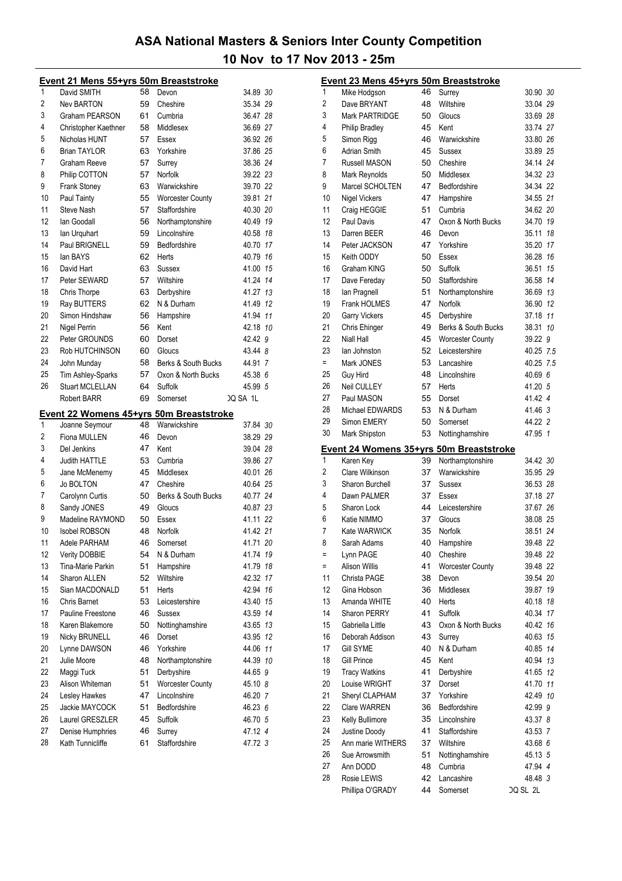# ASA National Masters & Seniors Inter County Competition

## 10 Nov to 17 Nov 2013 - 25m

### Event 21 Mens 55+yrs 50m Breaststroke

| Pos | Name | Age | County | Time | Pts |
|---|---|---|---|---|---|
| 1 | David SMITH | 58 | Devon | 34.89 | 30 |
| 2 | Nev BARTON | 59 | Cheshire | 35.34 | 29 |
| 3 | Graham PEARSON | 61 | Cumbria | 36.47 | 28 |
| 4 | Christopher Kaethner | 58 | Middlesex | 36.69 | 27 |
| 5 | Nicholas HUNT | 57 | Essex | 36.92 | 26 |
| 6 | Brian TAYLOR | 63 | Yorkshire | 37.86 | 25 |
| 7 | Graham Reeve | 57 | Surrey | 38.36 | 24 |
| 8 | Philip COTTON | 57 | Norfolk | 39.22 | 23 |
| 9 | Frank Stoney | 63 | Warwickshire | 39.70 | 22 |
| 10 | Paul Tainty | 55 | Worcester County | 39.81 | 21 |
| 11 | Steve Nash | 57 | Staffordshire | 40.30 | 20 |
| 12 | Ian Goodall | 56 | Northamptonshire | 40.49 | 19 |
| 13 | Ian Urquhart | 59 | Lincolnshire | 40.58 | 18 |
| 14 | Paul BRIGNELL | 59 | Bedfordshire | 40.70 | 17 |
| 15 | Ian BAYS | 62 | Herts | 40.79 | 16 |
| 16 | David Hart | 63 | Sussex | 41.00 | 15 |
| 17 | Peter SEWARD | 57 | Wiltshire | 41.24 | 14 |
| 18 | Chris Thorpe | 63 | Derbyshire | 41.27 | 13 |
| 19 | Ray BUTTERS | 62 | N & Durham | 41.49 | 12 |
| 20 | Simon Hindshaw | 56 | Hampshire | 41.94 | 11 |
| 21 | Nigel Perrin | 56 | Kent | 42.18 | 10 |
| 22 | Peter GROUNDS | 60 | Dorset | 42.42 | 9 |
| 23 | Rob HUTCHINSON | 60 | Gloucs | 43.44 | 8 |
| 24 | John Munday | 58 | Berks & South Bucks | 44.91 | 7 |
| 25 | Tim Ashley-Sparks | 57 | Oxon & North Bucks | 45.38 | 6 |
| 26 | Stuart MCLELLAN | 64 | Suffolk | 45.99 | 5 |
| | Robert BARR | 69 | Somerset | DQ SA | 1L |

### Event 22 Womens 45+yrs 50m Breaststroke

| Pos | Name | Age | County | Time | Pts |
|---|---|---|---|---|---|
| 1 | Joanne Seymour | 48 | Warwickshire | 37.84 | 30 |
| 2 | Fiona MULLEN | 46 | Devon | 38.29 | 29 |
| 3 | Del Jenkins | 47 | Kent | 39.04 | 28 |
| 4 | Judith HATTLE | 53 | Cumbria | 39.86 | 27 |
| 5 | Jane McMenemy | 45 | Middlesex | 40.01 | 26 |
| 6 | Jo BOLTON | 47 | Cheshire | 40.64 | 25 |
| 7 | Carolynn Curtis | 50 | Berks & South Bucks | 40.77 | 24 |
| 8 | Sandy JONES | 49 | Gloucs | 40.87 | 23 |
| 9 | Madeline RAYMOND | 50 | Essex | 41.11 | 22 |
| 10 | Isobel ROBSON | 48 | Norfolk | 41.42 | 21 |
| 11 | Adele PARHAM | 46 | Somerset | 41.71 | 20 |
| 12 | Verity DOBBIE | 54 | N & Durham | 41.74 | 19 |
| 13 | Tina-Marie Parkin | 51 | Hampshire | 41.79 | 18 |
| 14 | Sharon ALLEN | 52 | Wiltshire | 42.32 | 17 |
| 15 | Sian MACDONALD | 51 | Herts | 42.94 | 16 |
| 16 | Chris Barnet | 53 | Leicestershire | 43.40 | 15 |
| 17 | Pauline Freestone | 46 | Sussex | 43.59 | 14 |
| 18 | Karen Blakemore | 50 | Nottinghamshire | 43.65 | 13 |
| 19 | Nicky BRUNELL | 46 | Dorset | 43.95 | 12 |
| 20 | Lynne DAWSON | 46 | Yorkshire | 44.06 | 11 |
| 21 | Julie Moore | 48 | Northamptonshire | 44.39 | 10 |
| 22 | Maggi Tuck | 51 | Derbyshire | 44.65 | 9 |
| 23 | Alison Whiteman | 51 | Worcester County | 45.10 | 8 |
| 24 | Lesley Hawkes | 47 | Lincolnshire | 46.20 | 7 |
| 25 | Jackie MAYCOCK | 51 | Bedfordshire | 46.23 | 6 |
| 26 | Laurel GRESZLER | 45 | Suffolk | 46.70 | 5 |
| 27 | Denise Humphries | 46 | Surrey | 47.12 | 4 |
| 28 | Kath Tunnicliffe | 61 | Staffordshire | 47.72 | 3 |

### Event 23 Mens 45+yrs 50m Breaststroke

| Pos | Name | Age | County | Time | Pts |
|---|---|---|---|---|---|
| 1 | Mike Hodgson | 46 | Surrey | 30.90 | 30 |
| 2 | Dave BRYANT | 48 | Wiltshire | 33.04 | 29 |
| 3 | Mark PARTRIDGE | 50 | Gloucs | 33.69 | 28 |
| 4 | Philip Bradley | 45 | Kent | 33.74 | 27 |
| 5 | Simon Rigg | 46 | Warwickshire | 33.80 | 26 |
| 6 | Adrian Smith | 45 | Sussex | 33.89 | 25 |
| 7 | Russell MASON | 50 | Cheshire | 34.14 | 24 |
| 8 | Mark Reynolds | 50 | Middlesex | 34.32 | 23 |
| 9 | Marcel SCHOLTEN | 47 | Bedfordshire | 34.34 | 22 |
| 10 | Nigel Vickers | 47 | Hampshire | 34.55 | 21 |
| 11 | Craig HEGGIE | 51 | Cumbria | 34.62 | 20 |
| 12 | Paul Davis | 47 | Oxon & North Bucks | 34.70 | 19 |
| 13 | Darren BEER | 46 | Devon | 35.11 | 18 |
| 14 | Peter JACKSON | 47 | Yorkshire | 35.20 | 17 |
| 15 | Keith ODDY | 50 | Essex | 36.28 | 16 |
| 16 | Graham KING | 50 | Suffolk | 36.51 | 15 |
| 17 | Dave Fereday | 50 | Staffordshire | 36.58 | 14 |
| 18 | Ian Pragnell | 51 | Northamptonshire | 36.69 | 13 |
| 19 | Frank HOLMES | 47 | Norfolk | 36.90 | 12 |
| 20 | Garry Vickers | 45 | Derbyshire | 37.18 | 11 |
| 21 | Chris Ehinger | 49 | Berks & South Bucks | 38.31 | 10 |
| 22 | Niall Hall | 45 | Worcester County | 39.22 | 9 |
| 23 | Ian Johnston | 52 | Leicestershire | 40.25 | 7.5 |
| = | Mark JONES | 53 | Lancashire | 40.25 | 7.5 |
| 25 | Guy Hird | 48 | Lincolnshire | 40.69 | 6 |
| 26 | Neil CULLEY | 57 | Herts | 41.20 | 5 |
| 27 | Paul MASON | 55 | Dorset | 41.42 | 4 |
| 28 | Michael EDWARDS | 53 | N & Durham | 41.46 | 3 |
| 29 | Simon EMERY | 50 | Somerset | 44.22 | 2 |
| 30 | Mark Shipston | 53 | Nottinghamshire | 47.95 | 1 |

### Event 24 Womens 35+yrs 50m Breaststroke

| Pos | Name | Age | County | Time | Pts |
|---|---|---|---|---|---|
| 1 | Karen Key | 39 | Northamptonshire | 34.42 | 30 |
| 2 | Clare Wilkinson | 37 | Warwickshire | 35.95 | 29 |
| 3 | Sharon Burchell | 37 | Sussex | 36.53 | 28 |
| 4 | Dawn PALMER | 37 | Essex | 37.18 | 27 |
| 5 | Sharon Lock | 44 | Leicestershire | 37.67 | 26 |
| 6 | Katie NIMMO | 37 | Gloucs | 38.08 | 25 |
| 7 | Kate WARWICK | 35 | Norfolk | 38.51 | 24 |
| 8 | Sarah Adams | 40 | Hampshire | 39.48 | 22 |
| = | Lynn PAGE | 40 | Cheshire | 39.48 | 22 |
| = | Alison Willis | 41 | Worcester County | 39.48 | 22 |
| 11 | Christa PAGE | 38 | Devon | 39.54 | 20 |
| 12 | Gina Hobson | 36 | Middlesex | 39.87 | 19 |
| 13 | Amanda WHITE | 40 | Herts | 40.18 | 18 |
| 14 | Sharon PERRY | 41 | Suffolk | 40.34 | 17 |
| 15 | Gabriella Little | 43 | Oxon & North Bucks | 40.42 | 16 |
| 16 | Deborah Addison | 43 | Surrey | 40.63 | 15 |
| 17 | Gill SYME | 40 | N & Durham | 40.85 | 14 |
| 18 | Gill Prince | 45 | Kent | 40.94 | 13 |
| 19 | Tracy Watkins | 41 | Derbyshire | 41.65 | 12 |
| 20 | Louise WRIGHT | 37 | Dorset | 41.70 | 11 |
| 21 | Sheryl CLAPHAM | 37 | Yorkshire | 42.49 | 10 |
| 22 | Clare WARREN | 36 | Bedfordshire | 42.99 | 9 |
| 23 | Kelly Bullimore | 35 | Lincolnshire | 43.37 | 8 |
| 24 | Justine Doody | 41 | Staffordshire | 43.53 | 7 |
| 25 | Ann marie WITHERS | 37 | Wiltshire | 43.68 | 6 |
| 26 | Sue Arrowsmith | 51 | Nottinghamshire | 45.13 | 5 |
| 27 | Ann DODD | 48 | Cumbria | 47.94 | 4 |
| 28 | Rosie LEWIS | 42 | Lancashire | 48.48 | 3 |
| | Phillipa O'GRADY | 44 | Somerset | DQ SL | 2L |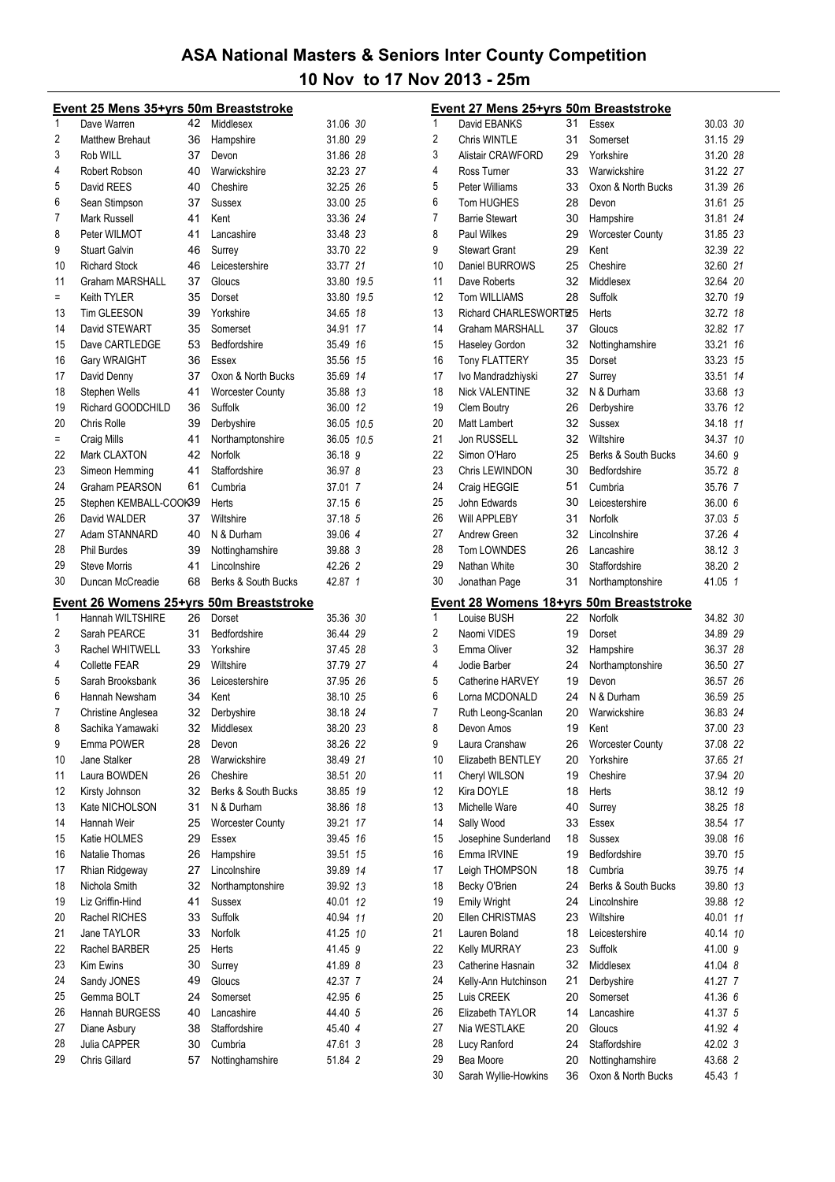# ASA National Masters & Seniors Inter County Competition

## 10 Nov to 17 Nov 2013 - 25m

### Event 25 Mens 35+yrs 50m Breaststroke

| Place | Name | Age | County | Time | Points |
|---|---|---|---|---|---|
| 1 | Dave Warren | 42 | Middlesex | 31.06 | 30 |
| 2 | Matthew Brehaut | 36 | Hampshire | 31.80 | 29 |
| 3 | Rob WILL | 37 | Devon | 31.86 | 28 |
| 4 | Robert Robson | 40 | Warwickshire | 32.23 | 27 |
| 5 | David REES | 40 | Cheshire | 32.25 | 26 |
| 6 | Sean Stimpson | 37 | Sussex | 33.00 | 25 |
| 7 | Mark Russell | 41 | Kent | 33.36 | 24 |
| 8 | Peter WILMOT | 41 | Lancashire | 33.48 | 23 |
| 9 | Stuart Galvin | 46 | Surrey | 33.70 | 22 |
| 10 | Richard Stock | 46 | Leicestershire | 33.77 | 21 |
| 11 | Graham MARSHALL | 37 | Gloucs | 33.80 | 19.5 |
| = | Keith TYLER | 35 | Dorset | 33.80 | 19.5 |
| 13 | Tim GLEESON | 39 | Yorkshire | 34.65 | 18 |
| 14 | David STEWART | 35 | Somerset | 34.91 | 17 |
| 15 | Dave CARTLEDGE | 53 | Bedfordshire | 35.49 | 16 |
| 16 | Gary WRAIGHT | 36 | Essex | 35.56 | 15 |
| 17 | David Denny | 37 | Oxon & North Bucks | 35.69 | 14 |
| 18 | Stephen Wells | 41 | Worcester County | 35.88 | 13 |
| 19 | Richard GOODCHILD | 36 | Suffolk | 36.00 | 12 |
| 20 | Chris Rolle | 39 | Derbyshire | 36.05 | 10.5 |
| = | Craig Mills | 41 | Northamptonshire | 36.05 | 10.5 |
| 22 | Mark CLAXTON | 42 | Norfolk | 36.18 | 9 |
| 23 | Simeon Hemming | 41 | Staffordshire | 36.97 | 8 |
| 24 | Graham PEARSON | 61 | Cumbria | 37.01 | 7 |
| 25 | Stephen KEMBALL-COOK | 39 | Herts | 37.15 | 6 |
| 26 | David WALDER | 37 | Wiltshire | 37.18 | 5 |
| 27 | Adam STANNARD | 40 | N & Durham | 39.06 | 4 |
| 28 | Phil Burdes | 39 | Nottinghamshire | 39.88 | 3 |
| 29 | Steve Morris | 41 | Lincolnshire | 42.26 | 2 |
| 30 | Duncan McCreadie | 68 | Berks & South Bucks | 42.87 | 1 |

### Event 26 Womens 25+yrs 50m Breaststroke

| Place | Name | Age | County | Time | Points |
|---|---|---|---|---|---|
| 1 | Hannah WILTSHIRE | 26 | Dorset | 35.36 | 30 |
| 2 | Sarah PEARCE | 31 | Bedfordshire | 36.44 | 29 |
| 3 | Rachel WHITWELL | 33 | Yorkshire | 37.45 | 28 |
| 4 | Collette FEAR | 29 | Wiltshire | 37.79 | 27 |
| 5 | Sarah Brooksbank | 36 | Leicestershire | 37.95 | 26 |
| 6 | Hannah Newsham | 34 | Kent | 38.10 | 25 |
| 7 | Christine Anglesea | 32 | Derbyshire | 38.18 | 24 |
| 8 | Sachika Yamawaki | 32 | Middlesex | 38.20 | 23 |
| 9 | Emma POWER | 28 | Devon | 38.26 | 22 |
| 10 | Jane Stalker | 28 | Warwickshire | 38.49 | 21 |
| 11 | Laura BOWDEN | 26 | Cheshire | 38.51 | 20 |
| 12 | Kirsty Johnson | 32 | Berks & South Bucks | 38.85 | 19 |
| 13 | Kate NICHOLSON | 31 | N & Durham | 38.86 | 18 |
| 14 | Hannah Weir | 25 | Worcester County | 39.21 | 17 |
| 15 | Katie HOLMES | 29 | Essex | 39.45 | 16 |
| 16 | Natalie Thomas | 26 | Hampshire | 39.51 | 15 |
| 17 | Rhian Ridgeway | 27 | Lincolnshire | 39.89 | 14 |
| 18 | Nichola Smith | 32 | Northamptonshire | 39.92 | 13 |
| 19 | Liz Griffin-Hind | 41 | Sussex | 40.01 | 12 |
| 20 | Rachel RICHES | 33 | Suffolk | 40.94 | 11 |
| 21 | Jane TAYLOR | 33 | Norfolk | 41.25 | 10 |
| 22 | Rachel BARBER | 25 | Herts | 41.45 | 9 |
| 23 | Kim Ewins | 30 | Surrey | 41.89 | 8 |
| 24 | Sandy JONES | 49 | Gloucs | 42.37 | 7 |
| 25 | Gemma BOLT | 24 | Somerset | 42.95 | 6 |
| 26 | Hannah BURGESS | 40 | Lancashire | 44.40 | 5 |
| 27 | Diane Asbury | 38 | Staffordshire | 45.40 | 4 |
| 28 | Julia CAPPER | 30 | Cumbria | 47.61 | 3 |
| 29 | Chris Gillard | 57 | Nottinghamshire | 51.84 | 2 |

### Event 27 Mens 25+yrs 50m Breaststroke

| Place | Name | Age | County | Time | Points |
|---|---|---|---|---|---|
| 1 | David EBANKS | 31 | Essex | 30.03 | 30 |
| 2 | Chris WINTLE | 31 | Somerset | 31.15 | 29 |
| 3 | Alistair CRAWFORD | 29 | Yorkshire | 31.20 | 28 |
| 4 | Ross Turner | 33 | Warwickshire | 31.22 | 27 |
| 5 | Peter Williams | 33 | Oxon & North Bucks | 31.39 | 26 |
| 6 | Tom HUGHES | 28 | Devon | 31.61 | 25 |
| 7 | Barrie Stewart | 30 | Hampshire | 31.81 | 24 |
| 8 | Paul Wilkes | 29 | Worcester County | 31.85 | 23 |
| 9 | Stewart Grant | 29 | Kent | 32.39 | 22 |
| 10 | Daniel BURROWS | 25 | Cheshire | 32.60 | 21 |
| 11 | Dave Roberts | 32 | Middlesex | 32.64 | 20 |
| 12 | Tom WILLIAMS | 28 | Suffolk | 32.70 | 19 |
| 13 | Richard CHARLESWORTH | 25 | Herts | 32.72 | 18 |
| 14 | Graham MARSHALL | 37 | Gloucs | 32.82 | 17 |
| 15 | Haseley Gordon | 32 | Nottinghamshire | 33.21 | 16 |
| 16 | Tony FLATTERY | 35 | Dorset | 33.23 | 15 |
| 17 | Ivo Mandradzhiyski | 27 | Surrey | 33.51 | 14 |
| 18 | Nick VALENTINE | 32 | N & Durham | 33.68 | 13 |
| 19 | Clem Boutry | 26 | Derbyshire | 33.76 | 12 |
| 20 | Matt Lambert | 32 | Sussex | 34.18 | 11 |
| 21 | Jon RUSSELL | 32 | Wiltshire | 34.37 | 10 |
| 22 | Simon O'Haro | 25 | Berks & South Bucks | 34.60 | 9 |
| 23 | Chris LEWINDON | 30 | Bedfordshire | 35.72 | 8 |
| 24 | Craig HEGGIE | 51 | Cumbria | 35.76 | 7 |
| 25 | John Edwards | 30 | Leicestershire | 36.00 | 6 |
| 26 | Will APPLEBY | 31 | Norfolk | 37.03 | 5 |
| 27 | Andrew Green | 32 | Lincolnshire | 37.26 | 4 |
| 28 | Tom LOWNDES | 26 | Lancashire | 38.12 | 3 |
| 29 | Nathan White | 30 | Staffordshire | 38.20 | 2 |
| 30 | Jonathan Page | 31 | Northamptonshire | 41.05 | 1 |

### Event 28 Womens 18+yrs 50m Breaststroke

| Place | Name | Age | County | Time | Points |
|---|---|---|---|---|---|
| 1 | Louise BUSH | 22 | Norfolk | 34.82 | 30 |
| 2 | Naomi VIDES | 19 | Dorset | 34.89 | 29 |
| 3 | Emma Oliver | 32 | Hampshire | 36.37 | 28 |
| 4 | Jodie Barber | 24 | Northamptonshire | 36.50 | 27 |
| 5 | Catherine HARVEY | 19 | Devon | 36.57 | 26 |
| 6 | Lorna MCDONALD | 24 | N & Durham | 36.59 | 25 |
| 7 | Ruth Leong-Scanlan | 20 | Warwickshire | 36.83 | 24 |
| 8 | Devon Amos | 19 | Kent | 37.00 | 23 |
| 9 | Laura Cranshaw | 26 | Worcester County | 37.08 | 22 |
| 10 | Elizabeth BENTLEY | 20 | Yorkshire | 37.65 | 21 |
| 11 | Cheryl WILSON | 19 | Cheshire | 37.94 | 20 |
| 12 | Kira DOYLE | 18 | Herts | 38.12 | 19 |
| 13 | Michelle Ware | 40 | Surrey | 38.25 | 18 |
| 14 | Sally Wood | 33 | Essex | 38.54 | 17 |
| 15 | Josephine Sunderland | 18 | Sussex | 39.08 | 16 |
| 16 | Emma IRVINE | 19 | Bedfordshire | 39.70 | 15 |
| 17 | Leigh THOMPSON | 18 | Cumbria | 39.75 | 14 |
| 18 | Becky O'Brien | 24 | Berks & South Bucks | 39.80 | 13 |
| 19 | Emily Wright | 24 | Lincolnshire | 39.88 | 12 |
| 20 | Ellen CHRISTMAS | 23 | Wiltshire | 40.01 | 11 |
| 21 | Lauren Boland | 18 | Leicestershire | 40.14 | 10 |
| 22 | Kelly MURRAY | 23 | Suffolk | 41.00 | 9 |
| 23 | Catherine Hasnain | 32 | Middlesex | 41.04 | 8 |
| 24 | Kelly-Ann Hutchinson | 21 | Derbyshire | 41.27 | 7 |
| 25 | Luis CREEK | 20 | Somerset | 41.36 | 6 |
| 26 | Elizabeth TAYLOR | 14 | Lancashire | 41.37 | 5 |
| 27 | Nia WESTLAKE | 20 | Gloucs | 41.92 | 4 |
| 28 | Lucy Ranford | 24 | Staffordshire | 42.02 | 3 |
| 29 | Bea Moore | 20 | Nottinghamshire | 43.68 | 2 |
| 30 | Sarah Wyllie-Howkins | 36 | Oxon & North Bucks | 45.43 | 1 |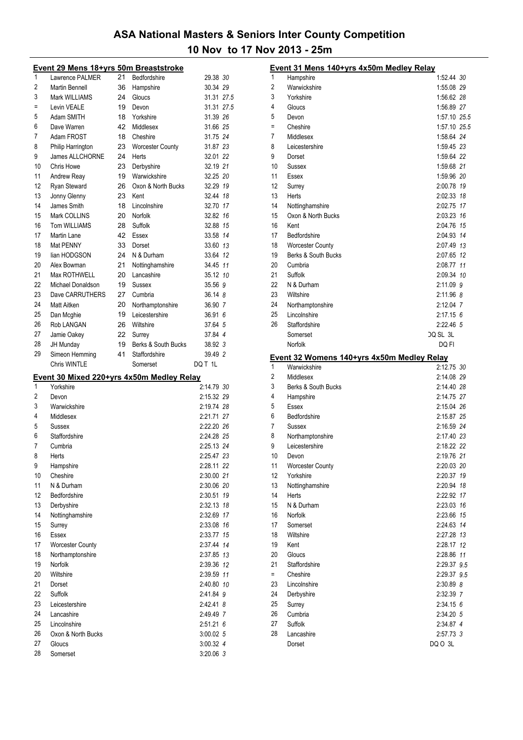## ASA National Masters & Seniors Inter County Competition

## 10 Nov to 17 Nov 2013 - 25m

### Event 29 Mens 18+yrs 50m Breaststroke

| Place | Name | Age | County | Time | Points |
|---|---|---|---|---|---|
| 1 | Lawrence PALMER | 21 | Bedfordshire | 29.38 | 30 |
| 2 | Martin Bennell | 36 | Hampshire | 30.34 | 29 |
| 3 | Mark WILLIAMS | 24 | Gloucs | 31.31 | 27.5 |
| = | Levin VEALE | 19 | Devon | 31.31 | 27.5 |
| 5 | Adam SMITH | 18 | Yorkshire | 31.39 | 26 |
| 6 | Dave Warren | 42 | Middlesex | 31.66 | 25 |
| 7 | Adam FROST | 18 | Cheshire | 31.75 | 24 |
| 8 | Philip Harrington | 23 | Worcester County | 31.87 | 23 |
| 9 | James ALLCHORNE | 24 | Herts | 32.01 | 22 |
| 10 | Chris Howe | 23 | Derbyshire | 32.19 | 21 |
| 11 | Andrew Reay | 19 | Warwickshire | 32.25 | 20 |
| 12 | Ryan Steward | 26 | Oxon & North Bucks | 32.29 | 19 |
| 13 | Jonny Glenny | 23 | Kent | 32.44 | 18 |
| 14 | James Smith | 18 | Lincolnshire | 32.70 | 17 |
| 15 | Mark COLLINS | 20 | Norfolk | 32.82 | 16 |
| 16 | Tom WILLIAMS | 28 | Suffolk | 32.88 | 15 |
| 17 | Martin Lane | 42 | Essex | 33.58 | 14 |
| 18 | Mat PENNY | 33 | Dorset | 33.60 | 13 |
| 19 | Iian HODGSON | 24 | N & Durham | 33.64 | 12 |
| 20 | Alex Bowman | 21 | Nottinghamshire | 34.45 | 11 |
| 21 | Max ROTHWELL | 20 | Lancashire | 35.12 | 10 |
| 22 | Michael Donaldson | 19 | Sussex | 35.56 | 9 |
| 23 | Dave CARRUTHERS | 27 | Cumbria | 36.14 | 8 |
| 24 | Matt Aitken | 20 | Northamptonshire | 36.90 | 7 |
| 25 | Dan Mcghie | 19 | Leicestershire | 36.91 | 6 |
| 26 | Rob LANGAN | 26 | Wiltshire | 37.64 | 5 |
| 27 | Jamie Oakey | 22 | Surrey | 37.84 | 4 |
| 28 | JH Munday | 19 | Berks & South Bucks | 38.92 | 3 |
| 29 | Simeon Hemming | 41 | Staffordshire | 39.49 | 2 |
| | Chris WINTLE | | Somerset | DQ T 1L | |

### Event 30 Mixed 220+yrs 4x50m Medley Relay

| Place | County | Time | Points |
|---|---|---|---|
| 1 | Yorkshire | 2:14.79 | 30 |
| 2 | Devon | 2:15.32 | 29 |
| 3 | Warwickshire | 2:19.74 | 28 |
| 4 | Middlesex | 2:21.71 | 27 |
| 5 | Sussex | 2:22.20 | 26 |
| 6 | Staffordshire | 2:24.28 | 25 |
| 7 | Cumbria | 2:25.13 | 24 |
| 8 | Herts | 2:25.47 | 23 |
| 9 | Hampshire | 2:28.11 | 22 |
| 10 | Cheshire | 2:30.00 | 21 |
| 11 | N & Durham | 2:30.06 | 20 |
| 12 | Bedfordshire | 2:30.51 | 19 |
| 13 | Derbyshire | 2:32.13 | 18 |
| 14 | Nottinghamshire | 2:32.69 | 17 |
| 15 | Surrey | 2:33.08 | 16 |
| 16 | Essex | 2:33.77 | 15 |
| 17 | Worcester County | 2:37.44 | 14 |
| 18 | Northamptonshire | 2:37.85 | 13 |
| 19 | Norfolk | 2:39.36 | 12 |
| 20 | Wiltshire | 2:39.59 | 11 |
| 21 | Dorset | 2:40.80 | 10 |
| 22 | Suffolk | 2:41.84 | 9 |
| 23 | Leicestershire | 2:42.41 | 8 |
| 24 | Lancashire | 2:49.49 | 7 |
| 25 | Lincolnshire | 2:51.21 | 6 |
| 26 | Oxon & North Bucks | 3:00.02 | 5 |
| 27 | Gloucs | 3:00.32 | 4 |
| 28 | Somerset | 3:20.06 | 3 |

### Event 31 Mens 140+yrs 4x50m Medley Relay

| Place | County | Time | Points |
|---|---|---|---|
| 1 | Hampshire | 1:52.44 | 30 |
| 2 | Warwickshire | 1:55.08 | 29 |
| 3 | Yorkshire | 1:56.62 | 28 |
| 4 | Gloucs | 1:56.89 | 27 |
| 5 | Devon | 1:57.10 | 25.5 |
| = | Cheshire | 1:57.10 | 25.5 |
| 7 | Middlesex | 1:58.64 | 24 |
| 8 | Leicestershire | 1:59.45 | 23 |
| 9 | Dorset | 1:59.64 | 22 |
| 10 | Sussex | 1:59.68 | 21 |
| 11 | Essex | 1:59.96 | 20 |
| 12 | Surrey | 2:00.78 | 19 |
| 13 | Herts | 2:02.33 | 18 |
| 14 | Nottinghamshire | 2:02.75 | 17 |
| 15 | Oxon & North Bucks | 2:03.23 | 16 |
| 16 | Kent | 2:04.76 | 15 |
| 17 | Bedfordshire | 2:04.93 | 14 |
| 18 | Worcester County | 2:07.49 | 13 |
| 19 | Berks & South Bucks | 2:07.65 | 12 |
| 20 | Cumbria | 2:08.77 | 11 |
| 21 | Suffolk | 2:09.34 | 10 |
| 22 | N & Durham | 2:11.09 | 9 |
| 23 | Wiltshire | 2:11.96 | 8 |
| 24 | Northamptonshire | 2:12.04 | 7 |
| 25 | Lincolnshire | 2:17.15 | 6 |
| 26 | Staffordshire | 2:22.46 | 5 |
| | Somerset | DQ SL 3L | |
| | Norfolk | DQ FI | |

### Event 32 Womens 140+yrs 4x50m Medley Relay

| Place | County | Time | Points |
|---|---|---|---|
| 1 | Warwickshire | 2:12.75 | 30 |
| 2 | Middlesex | 2:14.08 | 29 |
| 3 | Berks & South Bucks | 2:14.40 | 28 |
| 4 | Hampshire | 2:14.75 | 27 |
| 5 | Essex | 2:15.04 | 26 |
| 6 | Bedfordshire | 2:15.87 | 25 |
| 7 | Sussex | 2:16.59 | 24 |
| 8 | Northamptonshire | 2:17.40 | 23 |
| 9 | Leicestershire | 2:18.22 | 22 |
| 10 | Devon | 2:19.76 | 21 |
| 11 | Worcester County | 2:20.03 | 20 |
| 12 | Yorkshire | 2:20.37 | 19 |
| 13 | Nottinghamshire | 2:20.94 | 18 |
| 14 | Herts | 2:22.92 | 17 |
| 15 | N & Durham | 2:23.03 | 16 |
| 16 | Norfolk | 2:23.66 | 15 |
| 17 | Somerset | 2:24.63 | 14 |
| 18 | Wiltshire | 2:27.28 | 13 |
| 19 | Kent | 2:28.17 | 12 |
| 20 | Gloucs | 2:28.86 | 11 |
| 21 | Staffordshire | 2:29.37 | 9.5 |
| = | Cheshire | 2:29.37 | 9.5 |
| 23 | Lincolnshire | 2:30.89 | 8 |
| 24 | Derbyshire | 2:32.39 | 7 |
| 25 | Surrey | 2:34.15 | 6 |
| 26 | Cumbria | 2:34.20 | 5 |
| 27 | Suffolk | 2:34.87 | 4 |
| 28 | Lancashire | 2:57.73 | 3 |
| | Dorset | DQ O 3L | |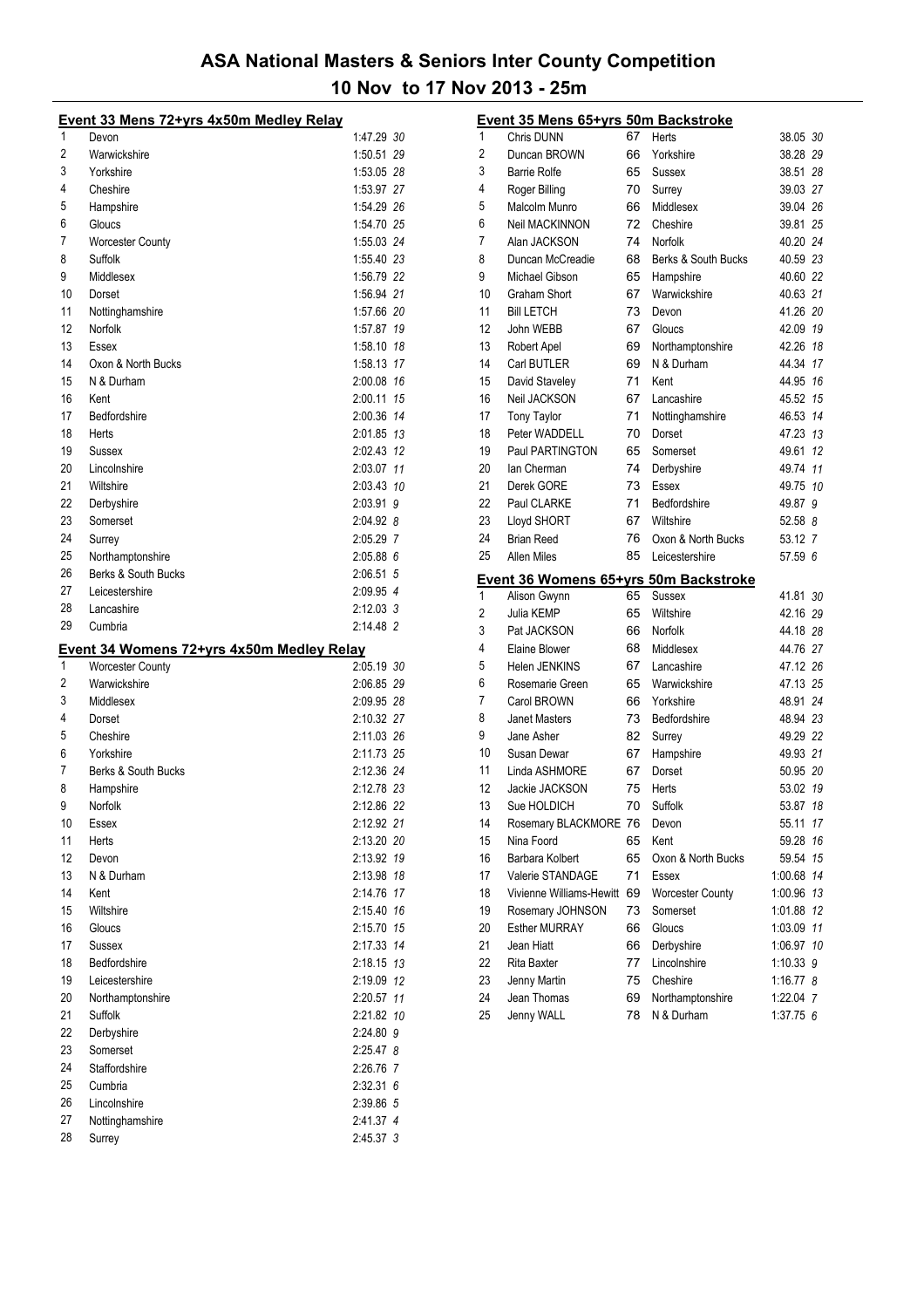# ASA National Masters & Seniors Inter County Competition

## 10 Nov to 17 Nov 2013 - 25m

### Event 33 Mens 72+yrs 4x50m Medley Relay

| Place | Team | Time | Points |
|---|---|---|---|
| 1 | Devon | 1:47.29 | 30 |
| 2 | Warwickshire | 1:50.51 | 29 |
| 3 | Yorkshire | 1:53.05 | 28 |
| 4 | Cheshire | 1:53.97 | 27 |
| 5 | Hampshire | 1:54.29 | 26 |
| 6 | Gloucs | 1:54.70 | 25 |
| 7 | Worcester County | 1:55.03 | 24 |
| 8 | Suffolk | 1:55.40 | 23 |
| 9 | Middlesex | 1:56.79 | 22 |
| 10 | Dorset | 1:56.94 | 21 |
| 11 | Nottinghamshire | 1:57.66 | 20 |
| 12 | Norfolk | 1:57.87 | 19 |
| 13 | Essex | 1:58.10 | 18 |
| 14 | Oxon & North Bucks | 1:58.13 | 17 |
| 15 | N & Durham | 2:00.08 | 16 |
| 16 | Kent | 2:00.11 | 15 |
| 17 | Bedfordshire | 2:00.36 | 14 |
| 18 | Herts | 2:01.85 | 13 |
| 19 | Sussex | 2:02.43 | 12 |
| 20 | Lincolnshire | 2:03.07 | 11 |
| 21 | Wiltshire | 2:03.43 | 10 |
| 22 | Derbyshire | 2:03.91 | 9 |
| 23 | Somerset | 2:04.92 | 8 |
| 24 | Surrey | 2:05.29 | 7 |
| 25 | Northamptonshire | 2:05.88 | 6 |
| 26 | Berks & South Bucks | 2:06.51 | 5 |
| 27 | Leicestershire | 2:09.95 | 4 |
| 28 | Lancashire | 2:12.03 | 3 |
| 29 | Cumbria | 2:14.48 | 2 |

### Event 34 Womens 72+yrs 4x50m Medley Relay

| Place | Team | Time | Points |
|---|---|---|---|
| 1 | Worcester County | 2:05.19 | 30 |
| 2 | Warwickshire | 2:06.85 | 29 |
| 3 | Middlesex | 2:09.95 | 28 |
| 4 | Dorset | 2:10.32 | 27 |
| 5 | Cheshire | 2:11.03 | 26 |
| 6 | Yorkshire | 2:11.73 | 25 |
| 7 | Berks & South Bucks | 2:12.36 | 24 |
| 8 | Hampshire | 2:12.78 | 23 |
| 9 | Norfolk | 2:12.86 | 22 |
| 10 | Essex | 2:12.92 | 21 |
| 11 | Herts | 2:13.20 | 20 |
| 12 | Devon | 2:13.92 | 19 |
| 13 | N & Durham | 2:13.98 | 18 |
| 14 | Kent | 2:14.76 | 17 |
| 15 | Wiltshire | 2:15.40 | 16 |
| 16 | Gloucs | 2:15.70 | 15 |
| 17 | Sussex | 2:17.33 | 14 |
| 18 | Bedfordshire | 2:18.15 | 13 |
| 19 | Leicestershire | 2:19.09 | 12 |
| 20 | Northamptonshire | 2:20.57 | 11 |
| 21 | Suffolk | 2:21.82 | 10 |
| 22 | Derbyshire | 2:24.80 | 9 |
| 23 | Somerset | 2:25.47 | 8 |
| 24 | Staffordshire | 2:26.76 | 7 |
| 25 | Cumbria | 2:32.31 | 6 |
| 26 | Lincolnshire | 2:39.86 | 5 |
| 27 | Nottinghamshire | 2:41.37 | 4 |
| 28 | Surrey | 2:45.37 | 3 |

### Event 35 Mens 65+yrs 50m Backstroke

| Place | Name | Age | Team | Time | Points |
|---|---|---|---|---|---|
| 1 | Chris DUNN | 67 | Herts | 38.05 | 30 |
| 2 | Duncan BROWN | 66 | Yorkshire | 38.28 | 29 |
| 3 | Barrie Rolfe | 65 | Sussex | 38.51 | 28 |
| 4 | Roger Billing | 70 | Surrey | 39.03 | 27 |
| 5 | Malcolm Munro | 66 | Middlesex | 39.04 | 26 |
| 6 | Neil MACKINNON | 72 | Cheshire | 39.81 | 25 |
| 7 | Alan JACKSON | 74 | Norfolk | 40.20 | 24 |
| 8 | Duncan McCreadie | 68 | Berks & South Bucks | 40.59 | 23 |
| 9 | Michael Gibson | 65 | Hampshire | 40.60 | 22 |
| 10 | Graham Short | 67 | Warwickshire | 40.63 | 21 |
| 11 | Bill LETCH | 73 | Devon | 41.26 | 20 |
| 12 | John WEBB | 67 | Gloucs | 42.09 | 19 |
| 13 | Robert Apel | 69 | Northamptonshire | 42.26 | 18 |
| 14 | Carl BUTLER | 69 | N & Durham | 44.34 | 17 |
| 15 | David Staveley | 71 | Kent | 44.95 | 16 |
| 16 | Neil JACKSON | 67 | Lancashire | 45.52 | 15 |
| 17 | Tony Taylor | 71 | Nottinghamshire | 46.53 | 14 |
| 18 | Peter WADDELL | 70 | Dorset | 47.23 | 13 |
| 19 | Paul PARTINGTON | 65 | Somerset | 49.61 | 12 |
| 20 | Ian Cherman | 74 | Derbyshire | 49.74 | 11 |
| 21 | Derek GORE | 73 | Essex | 49.75 | 10 |
| 22 | Paul CLARKE | 71 | Bedfordshire | 49.87 | 9 |
| 23 | Lloyd SHORT | 67 | Wiltshire | 52.58 | 8 |
| 24 | Brian Reed | 76 | Oxon & North Bucks | 53.12 | 7 |
| 25 | Allen Miles | 85 | Leicestershire | 57.59 | 6 |

### Event 36 Womens 65+yrs 50m Backstroke

| Place | Name | Age | Team | Time | Points |
|---|---|---|---|---|---|
| 1 | Alison Gwynn | 65 | Sussex | 41.81 | 30 |
| 2 | Julia KEMP | 65 | Wiltshire | 42.16 | 29 |
| 3 | Pat JACKSON | 66 | Norfolk | 44.18 | 28 |
| 4 | Elaine Blower | 68 | Middlesex | 44.76 | 27 |
| 5 | Helen JENKINS | 67 | Lancashire | 47.12 | 26 |
| 6 | Rosemarie Green | 65 | Warwickshire | 47.13 | 25 |
| 7 | Carol BROWN | 66 | Yorkshire | 48.91 | 24 |
| 8 | Janet Masters | 73 | Bedfordshire | 48.94 | 23 |
| 9 | Jane Asher | 82 | Surrey | 49.29 | 22 |
| 10 | Susan Dewar | 67 | Hampshire | 49.93 | 21 |
| 11 | Linda ASHMORE | 67 | Dorset | 50.95 | 20 |
| 12 | Jackie JACKSON | 75 | Herts | 53.02 | 19 |
| 13 | Sue HOLDICH | 70 | Suffolk | 53.87 | 18 |
| 14 | Rosemary BLACKMORE | 76 | Devon | 55.11 | 17 |
| 15 | Nina Foord | 65 | Kent | 59.28 | 16 |
| 16 | Barbara Kolbert | 65 | Oxon & North Bucks | 59.54 | 15 |
| 17 | Valerie STANDAGE | 71 | Essex | 1:00.68 | 14 |
| 18 | Vivienne Williams-Hewitt | 69 | Worcester County | 1:00.96 | 13 |
| 19 | Rosemary JOHNSON | 73 | Somerset | 1:01.88 | 12 |
| 20 | Esther MURRAY | 66 | Gloucs | 1:03.09 | 11 |
| 21 | Jean Hiatt | 66 | Derbyshire | 1:06.97 | 10 |
| 22 | Rita Baxter | 77 | Lincolnshire | 1:10.33 | 9 |
| 23 | Jenny Martin | 75 | Cheshire | 1:16.77 | 8 |
| 24 | Jean Thomas | 69 | Northamptonshire | 1:22.04 | 7 |
| 25 | Jenny WALL | 78 | N & Durham | 1:37.75 | 6 |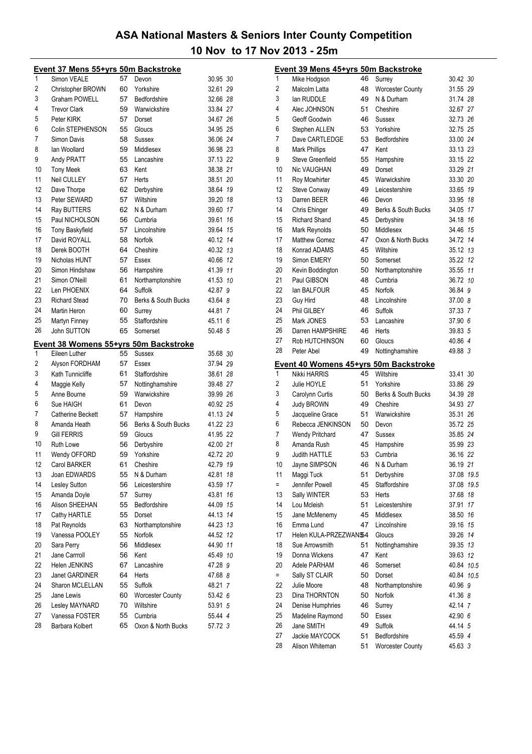# ASA National Masters & Seniors Inter County Competition

## 10 Nov to 17 Nov 2013 - 25m

### Event 37 Mens 55+yrs 50m Backstroke

| Pos | Name | Age | County | Time | Pts |
|---|---|---|---|---|---|
| 1 | Simon VEALE | 57 | Devon | 30.95 | 30 |
| 2 | Christopher BROWN | 60 | Yorkshire | 32.61 | 29 |
| 3 | Graham POWELL | 57 | Bedfordshire | 32.66 | 28 |
| 4 | Trevor Clark | 59 | Warwickshire | 33.84 | 27 |
| 5 | Peter KIRK | 57 | Dorset | 34.67 | 26 |
| 6 | Colin STEPHENSON | 55 | Gloucs | 34.95 | 25 |
| 7 | Simon Davis | 58 | Sussex | 36.06 | 24 |
| 8 | Ian Woollard | 59 | Middlesex | 36.98 | 23 |
| 9 | Andy PRATT | 55 | Lancashire | 37.13 | 22 |
| 10 | Tony Meek | 63 | Kent | 38.38 | 21 |
| 11 | Neil CULLEY | 57 | Herts | 38.51 | 20 |
| 12 | Dave Thorpe | 62 | Derbyshire | 38.64 | 19 |
| 13 | Peter SEWARD | 57 | Wiltshire | 39.20 | 18 |
| 14 | Ray BUTTERS | 62 | N & Durham | 39.60 | 17 |
| 15 | Paul NICHOLSON | 56 | Cumbria | 39.61 | 16 |
| 16 | Tony Baskyfield | 57 | Lincolnshire | 39.64 | 15 |
| 17 | David ROYALL | 58 | Norfolk | 40.12 | 14 |
| 18 | Derek BOOTH | 64 | Cheshire | 40.32 | 13 |
| 19 | Nicholas HUNT | 57 | Essex | 40.66 | 12 |
| 20 | Simon Hindshaw | 56 | Hampshire | 41.39 | 11 |
| 21 | Simon O'Neill | 61 | Northamptonshire | 41.53 | 10 |
| 22 | Len PHOENIX | 64 | Suffolk | 42.87 | 9 |
| 23 | Richard Stead | 70 | Berks & South Bucks | 43.64 | 8 |
| 24 | Martin Heron | 60 | Surrey | 44.81 | 7 |
| 25 | Martyn Finney | 55 | Staffordshire | 45.11 | 6 |
| 26 | John SUTTON | 65 | Somerset | 50.48 | 5 |

### Event 38 Womens 55+yrs 50m Backstroke

| Pos | Name | Age | County | Time | Pts |
|---|---|---|---|---|---|
| 1 | Eileen Luther | 55 | Sussex | 35.68 | 30 |
| 2 | Alyson FORDHAM | 57 | Essex | 37.94 | 29 |
| 3 | Kath Tunnicliffe | 61 | Staffordshire | 38.61 | 28 |
| 4 | Maggie Kelly | 57 | Nottinghamshire | 39.48 | 27 |
| 5 | Anne Bourne | 59 | Warwickshire | 39.99 | 26 |
| 6 | Sue HAIGH | 61 | Devon | 40.92 | 25 |
| 7 | Catherine Beckett | 57 | Hampshire | 41.13 | 24 |
| 8 | Amanda Heath | 56 | Berks & South Bucks | 41.22 | 23 |
| 9 | Gill FERRIS | 59 | Gloucs | 41.95 | 22 |
| 10 | Ruth Lowe | 56 | Derbyshire | 42.00 | 21 |
| 11 | Wendy OFFORD | 59 | Yorkshire | 42.72 | 20 |
| 12 | Carol BARKER | 61 | Cheshire | 42.79 | 19 |
| 13 | Joan EDWARDS | 55 | N & Durham | 42.81 | 18 |
| 14 | Lesley Sutton | 56 | Leicestershire | 43.59 | 17 |
| 15 | Amanda Doyle | 57 | Surrey | 43.81 | 16 |
| 16 | Alison SHEEHAN | 55 | Bedfordshire | 44.09 | 15 |
| 17 | Cathy HARTLE | 55 | Dorset | 44.13 | 14 |
| 18 | Pat Reynolds | 63 | Northamptonshire | 44.23 | 13 |
| 19 | Vanessa POOLEY | 55 | Norfolk | 44.52 | 12 |
| 20 | Sara Perry | 56 | Middlesex | 44.90 | 11 |
| 21 | Jane Carrroll | 56 | Kent | 45.49 | 10 |
| 22 | Helen JENKINS | 67 | Lancashire | 47.28 | 9 |
| 23 | Janet GARDINER | 64 | Herts | 47.68 | 8 |
| 24 | Sharon MCLELLAN | 55 | Suffolk | 48.21 | 7 |
| 25 | Jane Lewis | 60 | Worcester County | 53.42 | 6 |
| 26 | Lesley MAYNARD | 70 | Wiltshire | 53.91 | 5 |
| 27 | Vanessa FOSTER | 55 | Cumbria | 55.44 | 4 |
| 28 | Barbara Kolbert | 65 | Oxon & North Bucks | 57.72 | 3 |

### Event 39 Mens 45+yrs 50m Backstroke

| Pos | Name | Age | County | Time | Pts |
|---|---|---|---|---|---|
| 1 | Mike Hodgson | 46 | Surrey | 30.42 | 30 |
| 2 | Malcolm Latta | 48 | Worcester County | 31.55 | 29 |
| 3 | Ian RUDDLE | 49 | N & Durham | 31.74 | 28 |
| 4 | Alec JOHNSON | 51 | Cheshire | 32.67 | 27 |
| 5 | Geoff Goodwin | 46 | Sussex | 32.73 | 26 |
| 6 | Stephen ALLEN | 53 | Yorkshire | 32.75 | 25 |
| 7 | Dave CARTLEDGE | 53 | Bedfordshire | 33.00 | 24 |
| 8 | Mark Phillips | 47 | Kent | 33.13 | 23 |
| 9 | Steve Greenfield | 55 | Hampshire | 33.15 | 22 |
| 10 | Nic VAUGHAN | 49 | Dorset | 33.29 | 21 |
| 11 | Roy Mcwhirter | 45 | Warwickshire | 33.30 | 20 |
| 12 | Steve Conway | 49 | Leicestershire | 33.65 | 19 |
| 13 | Darren BEER | 46 | Devon | 33.95 | 18 |
| 14 | Chris Ehinger | 49 | Berks & South Bucks | 34.05 | 17 |
| 15 | Richard Shand | 45 | Derbyshire | 34.18 | 16 |
| 16 | Mark Reynolds | 50 | Middlesex | 34.46 | 15 |
| 17 | Matthew Gomez | 47 | Oxon & North Bucks | 34.72 | 14 |
| 18 | Konrad ADAMS | 45 | Wiltshire | 35.12 | 13 |
| 19 | Simon EMERY | 50 | Somerset | 35.22 | 12 |
| 20 | Kevin Boddington | 50 | Northamptonshire | 35.55 | 11 |
| 21 | Paul GIBSON | 48 | Cumbria | 36.72 | 10 |
| 22 | Ian BALFOUR | 45 | Norfolk | 36.84 | 9 |
| 23 | Guy Hird | 48 | Lincolnshire | 37.00 | 8 |
| 24 | Phil GILBEY | 46 | Suffolk | 37.33 | 7 |
| 25 | Mark JONES | 53 | Lancashire | 37.90 | 6 |
| 26 | Darren HAMPSHIRE | 46 | Herts | 39.83 | 5 |
| 27 | Rob HUTCHINSON | 60 | Gloucs | 40.86 | 4 |
| 28 | Peter Abel | 49 | Nottinghamshire | 49.88 | 3 |

### Event 40 Womens 45+yrs 50m Backstroke

| Pos | Name | Age | County | Time | Pts |
|---|---|---|---|---|---|
| 1 | Nikki HARRIS | 45 | Wiltshire | 33.41 | 30 |
| 2 | Julie HOYLE | 51 | Yorkshire | 33.86 | 29 |
| 3 | Carolynn Curtis | 50 | Berks & South Bucks | 34.39 | 28 |
| 4 | Judy BROWN | 49 | Cheshire | 34.93 | 27 |
| 5 | Jacqueline Grace | 51 | Warwickshire | 35.31 | 26 |
| 6 | Rebecca JENKINSON | 50 | Devon | 35.72 | 25 |
| 7 | Wendy Pritchard | 47 | Sussex | 35.85 | 24 |
| 8 | Amanda Rush | 45 | Hampshire | 35.99 | 23 |
| 9 | Judith HATTLE | 53 | Cumbria | 36.16 | 22 |
| 10 | Jayne SIMPSON | 46 | N & Durham | 36.19 | 21 |
| 11 | Maggi Tuck | 51 | Derbyshire | 37.08 | 19.5 |
| = | Jennifer Powell | 45 | Staffordshire | 37.08 | 19.5 |
| 13 | Sally WINTER | 53 | Herts | 37.68 | 18 |
| 14 | Lou Mcleish | 51 | Leicestershire | 37.91 | 17 |
| 15 | Jane McMenemy | 45 | Middlesex | 38.50 | 16 |
| 16 | Emma Lund | 47 | Lincolnshire | 39.16 | 15 |
| 17 | Helen KULA-PRZEZWANS | 54 | Gloucs | 39.26 | 14 |
| 18 | Sue Arrowsmith | 51 | Nottinghamshire | 39.35 | 13 |
| 19 | Donna Wickens | 47 | Kent | 39.63 | 12 |
| 20 | Adele PARHAM | 46 | Somerset | 40.84 | 10.5 |
| = | Sally ST CLAIR | 50 | Dorset | 40.84 | 10.5 |
| 22 | Julie Moore | 48 | Northamptonshire | 40.96 | 9 |
| 23 | Dina THORNTON | 50 | Norfolk | 41.36 | 8 |
| 24 | Denise Humphries | 46 | Surrey | 42.14 | 7 |
| 25 | Madeline Raymond | 50 | Essex | 42.90 | 6 |
| 26 | Jane SMITH | 49 | Suffolk | 44.14 | 5 |
| 27 | Jackie MAYCOCK | 51 | Bedfordshire | 45.59 | 4 |
| 28 | Alison Whiteman | 51 | Worcester County | 45.63 | 3 |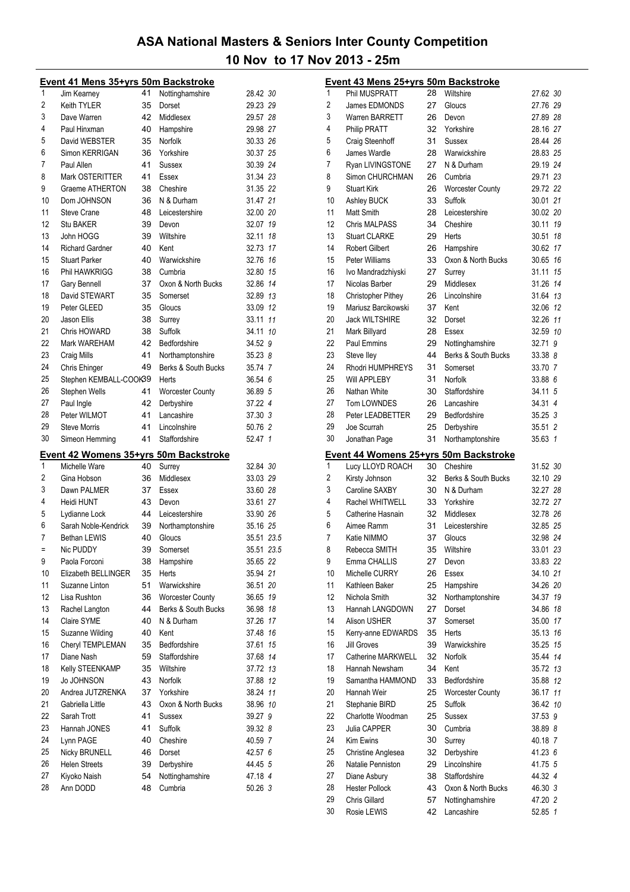# ASA National Masters & Seniors Inter County Competition

## 10 Nov to 17 Nov 2013 - 25m

### Event 41 Mens 35+yrs 50m Backstroke

| Place | Name | Age | County | Time | Points |
|---|---|---|---|---|---|
| 1 | Jim Kearney | 41 | Nottinghamshire | 28.42 | 30 |
| 2 | Keith TYLER | 35 | Dorset | 29.23 | 29 |
| 3 | Dave Warren | 42 | Middlesex | 29.57 | 28 |
| 4 | Paul Hinxman | 40 | Hampshire | 29.98 | 27 |
| 5 | David WEBSTER | 35 | Norfolk | 30.33 | 26 |
| 6 | Simon KERRIGAN | 36 | Yorkshire | 30.37 | 25 |
| 7 | Paul Allen | 41 | Sussex | 30.39 | 24 |
| 8 | Mark OSTERITTER | 41 | Essex | 31.34 | 23 |
| 9 | Graeme ATHERTON | 38 | Cheshire | 31.35 | 22 |
| 10 | Dom JOHNSON | 36 | N & Durham | 31.47 | 21 |
| 11 | Steve Crane | 48 | Leicestershire | 32.00 | 20 |
| 12 | Stu BAKER | 39 | Devon | 32.07 | 19 |
| 13 | John HOGG | 39 | Wiltshire | 32.11 | 18 |
| 14 | Richard Gardner | 40 | Kent | 32.73 | 17 |
| 15 | Stuart Parker | 40 | Warwickshire | 32.76 | 16 |
| 16 | Phil HAWKRIGG | 38 | Cumbria | 32.80 | 15 |
| 17 | Gary Bennell | 37 | Oxon & North Bucks | 32.86 | 14 |
| 18 | David STEWART | 35 | Somerset | 32.89 | 13 |
| 19 | Peter GLEED | 35 | Gloucs | 33.09 | 12 |
| 20 | Jason Ellis | 38 | Surrey | 33.11 | 11 |
| 21 | Chris HOWARD | 38 | Suffolk | 34.11 | 10 |
| 22 | Mark WAREHAM | 42 | Bedfordshire | 34.52 | 9 |
| 23 | Craig Mills | 41 | Northamptonshire | 35.23 | 8 |
| 24 | Chris Ehinger | 49 | Berks & South Bucks | 35.74 | 7 |
| 25 | Stephen KEMBALL-COOK | 39 | Herts | 36.54 | 6 |
| 26 | Stephen Wells | 41 | Worcester County | 36.89 | 5 |
| 27 | Paul Ingle | 42 | Derbyshire | 37.22 | 4 |
| 28 | Peter WILMOT | 41 | Lancashire | 37.30 | 3 |
| 29 | Steve Morris | 41 | Lincolnshire | 50.76 | 2 |
| 30 | Simeon Hemming | 41 | Staffordshire | 52.47 | 1 |

### Event 42 Womens 35+yrs 50m Backstroke

| Place | Name | Age | County | Time | Points |
|---|---|---|---|---|---|
| 1 | Michelle Ware | 40 | Surrey | 32.84 | 30 |
| 2 | Gina Hobson | 36 | Middlesex | 33.03 | 29 |
| 3 | Dawn PALMER | 37 | Essex | 33.60 | 28 |
| 4 | Heidi HUNT | 43 | Devon | 33.61 | 27 |
| 5 | Lydianne Lock | 44 | Leicestershire | 33.90 | 26 |
| 6 | Sarah Noble-Kendrick | 39 | Northamptonshire | 35.16 | 25 |
| 7 | Bethan LEWIS | 40 | Gloucs | 35.51 | 23.5 |
| = | Nic PUDDY | 39 | Somerset | 35.51 | 23.5 |
| 9 | Paola Forconi | 38 | Hampshire | 35.65 | 22 |
| 10 | Elizabeth BELLINGER | 35 | Herts | 35.94 | 21 |
| 11 | Suzanne Linton | 51 | Warwickshire | 36.51 | 20 |
| 12 | Lisa Rushton | 36 | Worcester County | 36.65 | 19 |
| 13 | Rachel Langton | 44 | Berks & South Bucks | 36.98 | 18 |
| 14 | Claire SYME | 40 | N & Durham | 37.26 | 17 |
| 15 | Suzanne Wilding | 40 | Kent | 37.48 | 16 |
| 16 | Cheryl TEMPLEMAN | 35 | Bedfordshire | 37.61 | 15 |
| 17 | Diane Nash | 59 | Staffordshire | 37.68 | 14 |
| 18 | Kelly STEENKAMP | 35 | Wiltshire | 37.72 | 13 |
| 19 | Jo JOHNSON | 43 | Norfolk | 37.88 | 12 |
| 20 | Andrea JUTZRENKA | 37 | Yorkshire | 38.24 | 11 |
| 21 | Gabriella Little | 43 | Oxon & North Bucks | 38.96 | 10 |
| 22 | Sarah Trott | 41 | Sussex | 39.27 | 9 |
| 23 | Hannah JONES | 41 | Suffolk | 39.32 | 8 |
| 24 | Lynn PAGE | 40 | Cheshire | 40.59 | 7 |
| 25 | Nicky BRUNELL | 46 | Dorset | 42.57 | 6 |
| 26 | Helen Streets | 39 | Derbyshire | 44.45 | 5 |
| 27 | Kiyoko Naish | 54 | Nottinghamshire | 47.18 | 4 |
| 28 | Ann DODD | 48 | Cumbria | 50.26 | 3 |

### Event 43 Mens 25+yrs 50m Backstroke

| Place | Name | Age | County | Time | Points |
|---|---|---|---|---|---|
| 1 | Phil MUSPRATT | 28 | Wiltshire | 27.62 | 30 |
| 2 | James EDMONDS | 27 | Gloucs | 27.76 | 29 |
| 3 | Warren BARRETT | 26 | Devon | 27.89 | 28 |
| 4 | Philip PRATT | 32 | Yorkshire | 28.16 | 27 |
| 5 | Craig Steenhoff | 31 | Sussex | 28.44 | 26 |
| 6 | James Wardle | 28 | Warwickshire | 28.83 | 25 |
| 7 | Ryan LIVINGSTONE | 27 | N & Durham | 29.19 | 24 |
| 8 | Simon CHURCHMAN | 26 | Cumbria | 29.71 | 23 |
| 9 | Stuart Kirk | 26 | Worcester County | 29.72 | 22 |
| 10 | Ashley BUCK | 33 | Suffolk | 30.01 | 21 |
| 11 | Matt Smith | 28 | Leicestershire | 30.02 | 20 |
| 12 | Chris MALPASS | 34 | Cheshire | 30.11 | 19 |
| 13 | Stuart CLARKE | 29 | Herts | 30.51 | 18 |
| 14 | Robert Gilbert | 26 | Hampshire | 30.62 | 17 |
| 15 | Peter Williams | 33 | Oxon & North Bucks | 30.65 | 16 |
| 16 | Ivo Mandradzhiyski | 27 | Surrey | 31.11 | 15 |
| 17 | Nicolas Barber | 29 | Middlesex | 31.26 | 14 |
| 18 | Christopher Pithey | 26 | Lincolnshire | 31.64 | 13 |
| 19 | Mariusz Barcikowski | 37 | Kent | 32.06 | 12 |
| 20 | Jack WILTSHIRE | 32 | Dorset | 32.26 | 11 |
| 21 | Mark Billyard | 28 | Essex | 32.59 | 10 |
| 22 | Paul Emmins | 29 | Nottinghamshire | 32.71 | 9 |
| 23 | Steve Iley | 44 | Berks & South Bucks | 33.38 | 8 |
| 24 | Rhodri HUMPHREYS | 31 | Somerset | 33.70 | 7 |
| 25 | Will APPLEBY | 31 | Norfolk | 33.88 | 6 |
| 26 | Nathan White | 30 | Staffordshire | 34.11 | 5 |
| 27 | Tom LOWNDES | 26 | Lancashire | 34.31 | 4 |
| 28 | Peter LEADBETTER | 29 | Bedfordshire | 35.25 | 3 |
| 29 | Joe Scurrah | 25 | Derbyshire | 35.51 | 2 |
| 30 | Jonathan Page | 31 | Northamptonshire | 35.63 | 1 |

### Event 44 Womens 25+yrs 50m Backstroke

| Place | Name | Age | County | Time | Points |
|---|---|---|---|---|---|
| 1 | Lucy LLOYD ROACH | 30 | Cheshire | 31.52 | 30 |
| 2 | Kirsty Johnson | 32 | Berks & South Bucks | 32.10 | 29 |
| 3 | Caroline SAXBY | 30 | N & Durham | 32.27 | 28 |
| 4 | Rachel WHITWELL | 33 | Yorkshire | 32.72 | 27 |
| 5 | Catherine Hasnain | 32 | Middlesex | 32.78 | 26 |
| 6 | Aimee Ramm | 31 | Leicestershire | 32.85 | 25 |
| 7 | Katie NIMMO | 37 | Gloucs | 32.98 | 24 |
| 8 | Rebecca SMITH | 35 | Wiltshire | 33.01 | 23 |
| 9 | Emma CHALLIS | 27 | Devon | 33.83 | 22 |
| 10 | Michelle CURRY | 26 | Essex | 34.10 | 21 |
| 11 | Kathleen Baker | 25 | Hampshire | 34.26 | 20 |
| 12 | Nichola Smith | 32 | Northamptonshire | 34.37 | 19 |
| 13 | Hannah LANGDOWN | 27 | Dorset | 34.86 | 18 |
| 14 | Alison USHER | 37 | Somerset | 35.00 | 17 |
| 15 | Kerry-anne EDWARDS | 35 | Herts | 35.13 | 16 |
| 16 | Jill Groves | 39 | Warwickshire | 35.25 | 15 |
| 17 | Catherine MARKWELL | 32 | Norfolk | 35.44 | 14 |
| 18 | Hannah Newsham | 34 | Kent | 35.72 | 13 |
| 19 | Samantha HAMMOND | 33 | Bedfordshire | 35.88 | 12 |
| 20 | Hannah Weir | 25 | Worcester County | 36.17 | 11 |
| 21 | Stephanie BIRD | 25 | Suffolk | 36.42 | 10 |
| 22 | Charlotte Woodman | 25 | Sussex | 37.53 | 9 |
| 23 | Julia CAPPER | 30 | Cumbria | 38.89 | 8 |
| 24 | Kim Ewins | 30 | Surrey | 40.18 | 7 |
| 25 | Christine Anglesea | 32 | Derbyshire | 41.23 | 6 |
| 26 | Natalie Penniston | 29 | Lincolnshire | 41.75 | 5 |
| 27 | Diane Asbury | 38 | Staffordshire | 44.32 | 4 |
| 28 | Hester Pollock | 43 | Oxon & North Bucks | 46.30 | 3 |
| 29 | Chris Gillard | 57 | Nottinghamshire | 47.20 | 2 |
| 30 | Rosie LEWIS | 42 | Lancashire | 52.85 | 1 |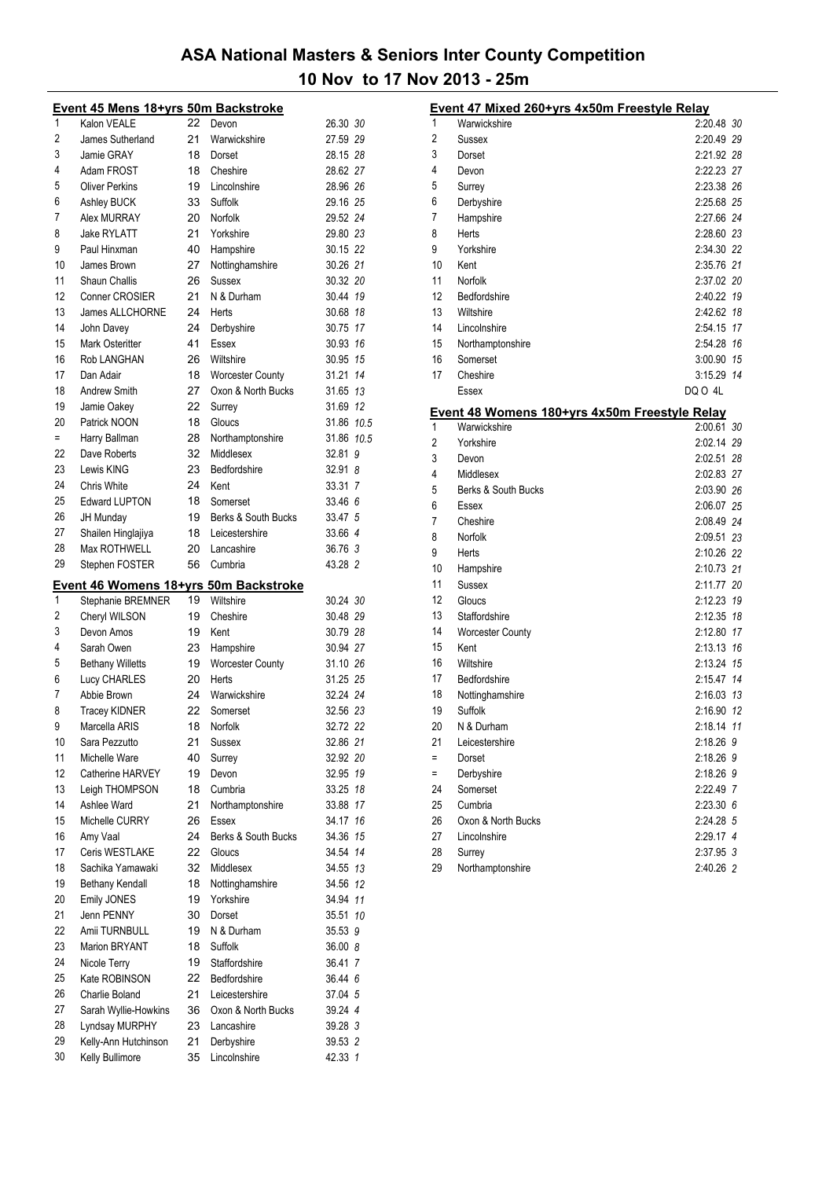# ASA National Masters & Seniors Inter County Competition

## 10 Nov to 17 Nov 2013 - 25m

### Event 45 Mens 18+yrs 50m Backstroke

| Place | Name | Age | County | Time | Points |
|---|---|---|---|---|---|
| 1 | Kalon VEALE | 22 | Devon | 26.30 | 30 |
| 2 | James Sutherland | 21 | Warwickshire | 27.59 | 29 |
| 3 | Jamie GRAY | 18 | Dorset | 28.15 | 28 |
| 4 | Adam FROST | 18 | Cheshire | 28.62 | 27 |
| 5 | Oliver Perkins | 19 | Lincolnshire | 28.96 | 26 |
| 6 | Ashley BUCK | 33 | Suffolk | 29.16 | 25 |
| 7 | Alex MURRAY | 20 | Norfolk | 29.52 | 24 |
| 8 | Jake RYLATT | 21 | Yorkshire | 29.80 | 23 |
| 9 | Paul Hinxman | 40 | Hampshire | 30.15 | 22 |
| 10 | James Brown | 27 | Nottinghamshire | 30.26 | 21 |
| 11 | Shaun Challis | 26 | Sussex | 30.32 | 20 |
| 12 | Conner CROSIER | 21 | N & Durham | 30.44 | 19 |
| 13 | James ALLCHORNE | 24 | Herts | 30.68 | 18 |
| 14 | John Davey | 24 | Derbyshire | 30.75 | 17 |
| 15 | Mark Osteritter | 41 | Essex | 30.93 | 16 |
| 16 | Rob LANGHAN | 26 | Wiltshire | 30.95 | 15 |
| 17 | Dan Adair | 18 | Worcester County | 31.21 | 14 |
| 18 | Andrew Smith | 27 | Oxon & North Bucks | 31.65 | 13 |
| 19 | Jamie Oakey | 22 | Surrey | 31.69 | 12 |
| 20 | Patrick NOON | 18 | Gloucs | 31.86 | 10.5 |
| = | Harry Ballman | 28 | Northamptonshire | 31.86 | 10.5 |
| 22 | Dave Roberts | 32 | Middlesex | 32.81 | 9 |
| 23 | Lewis KING | 23 | Bedfordshire | 32.91 | 8 |
| 24 | Chris White | 24 | Kent | 33.31 | 7 |
| 25 | Edward LUPTON | 18 | Somerset | 33.46 | 6 |
| 26 | JH Munday | 19 | Berks & South Bucks | 33.47 | 5 |
| 27 | Shailen Hinglajiya | 18 | Leicestershire | 33.66 | 4 |
| 28 | Max ROTHWELL | 20 | Lancashire | 36.76 | 3 |
| 29 | Stephen FOSTER | 56 | Cumbria | 43.28 | 2 |

### Event 46 Womens 18+yrs 50m Backstroke

| Place | Name | Age | County | Time | Points |
|---|---|---|---|---|---|
| 1 | Stephanie BREMNER | 19 | Wiltshire | 30.24 | 30 |
| 2 | Cheryl WILSON | 19 | Cheshire | 30.48 | 29 |
| 3 | Devon Amos | 19 | Kent | 30.79 | 28 |
| 4 | Sarah Owen | 23 | Hampshire | 30.94 | 27 |
| 5 | Bethany Willetts | 19 | Worcester County | 31.10 | 26 |
| 6 | Lucy CHARLES | 20 | Herts | 31.25 | 25 |
| 7 | Abbie Brown | 24 | Warwickshire | 32.24 | 24 |
| 8 | Tracey KIDNER | 22 | Somerset | 32.56 | 23 |
| 9 | Marcella ARIS | 18 | Norfolk | 32.72 | 22 |
| 10 | Sara Pezzutto | 21 | Sussex | 32.86 | 21 |
| 11 | Michelle Ware | 40 | Surrey | 32.92 | 20 |
| 12 | Catherine HARVEY | 19 | Devon | 32.95 | 19 |
| 13 | Leigh THOMPSON | 18 | Cumbria | 33.25 | 18 |
| 14 | Ashlee Ward | 21 | Northamptonshire | 33.88 | 17 |
| 15 | Michelle CURRY | 26 | Essex | 34.17 | 16 |
| 16 | Amy Vaal | 24 | Berks & South Bucks | 34.36 | 15 |
| 17 | Ceris WESTLAKE | 22 | Gloucs | 34.54 | 14 |
| 18 | Sachika Yamawaki | 32 | Middlesex | 34.55 | 13 |
| 19 | Bethany Kendall | 18 | Nottinghamshire | 34.56 | 12 |
| 20 | Emily JONES | 19 | Yorkshire | 34.94 | 11 |
| 21 | Jenn PENNY | 30 | Dorset | 35.51 | 10 |
| 22 | Amii TURNBULL | 19 | N & Durham | 35.53 | 9 |
| 23 | Marion BRYANT | 18 | Suffolk | 36.00 | 8 |
| 24 | Nicole Terry | 19 | Staffordshire | 36.41 | 7 |
| 25 | Kate ROBINSON | 22 | Bedfordshire | 36.44 | 6 |
| 26 | Charlie Boland | 21 | Leicestershire | 37.04 | 5 |
| 27 | Sarah Wyllie-Howkins | 36 | Oxon & North Bucks | 39.24 | 4 |
| 28 | Lyndsay MURPHY | 23 | Lancashire | 39.28 | 3 |
| 29 | Kelly-Ann Hutchinson | 21 | Derbyshire | 39.53 | 2 |
| 30 | Kelly Bullimore | 35 | Lincolnshire | 42.33 | 1 |

### Event 47 Mixed 260+yrs 4x50m Freestyle Relay

| Place | County | Time | Points |
|---|---|---|---|
| 1 | Warwickshire | 2:20.48 | 30 |
| 2 | Sussex | 2:20.49 | 29 |
| 3 | Dorset | 2:21.92 | 28 |
| 4 | Devon | 2:22.23 | 27 |
| 5 | Surrey | 2:23.38 | 26 |
| 6 | Derbyshire | 2:25.68 | 25 |
| 7 | Hampshire | 2:27.66 | 24 |
| 8 | Herts | 2:28.60 | 23 |
| 9 | Yorkshire | 2:34.30 | 22 |
| 10 | Kent | 2:35.76 | 21 |
| 11 | Norfolk | 2:37.02 | 20 |
| 12 | Bedfordshire | 2:40.22 | 19 |
| 13 | Wiltshire | 2:42.62 | 18 |
| 14 | Lincolnshire | 2:54.15 | 17 |
| 15 | Northamptonshire | 2:54.28 | 16 |
| 16 | Somerset | 3:00.90 | 15 |
| 17 | Cheshire | 3:15.29 | 14 |
| | Essex | DQ O 4L | |

### Event 48 Womens 180+yrs 4x50m Freestyle Relay

| Place | County | Time | Points |
|---|---|---|---|
| 1 | Warwickshire | 2:00.61 | 30 |
| 2 | Yorkshire | 2:02.14 | 29 |
| 3 | Devon | 2:02.51 | 28 |
| 4 | Middlesex | 2:02.83 | 27 |
| 5 | Berks & South Bucks | 2:03.90 | 26 |
| 6 | Essex | 2:06.07 | 25 |
| 7 | Cheshire | 2:08.49 | 24 |
| 8 | Norfolk | 2:09.51 | 23 |
| 9 | Herts | 2:10.26 | 22 |
| 10 | Hampshire | 2:10.73 | 21 |
| 11 | Sussex | 2:11.77 | 20 |
| 12 | Gloucs | 2:12.23 | 19 |
| 13 | Staffordshire | 2:12.35 | 18 |
| 14 | Worcester County | 2:12.80 | 17 |
| 15 | Kent | 2:13.13 | 16 |
| 16 | Wiltshire | 2:13.24 | 15 |
| 17 | Bedfordshire | 2:15.47 | 14 |
| 18 | Nottinghamshire | 2:16.03 | 13 |
| 19 | Suffolk | 2:16.90 | 12 |
| 20 | N & Durham | 2:18.14 | 11 |
| 21 | Leicestershire | 2:18.26 | 9 |
| = | Dorset | 2:18.26 | 9 |
| = | Derbyshire | 2:18.26 | 9 |
| 24 | Somerset | 2:22.49 | 7 |
| 25 | Cumbria | 2:23.30 | 6 |
| 26 | Oxon & North Bucks | 2:24.28 | 5 |
| 27 | Lincolnshire | 2:29.17 | 4 |
| 28 | Surrey | 2:37.95 | 3 |
| 29 | Northamptonshire | 2:40.26 | 2 |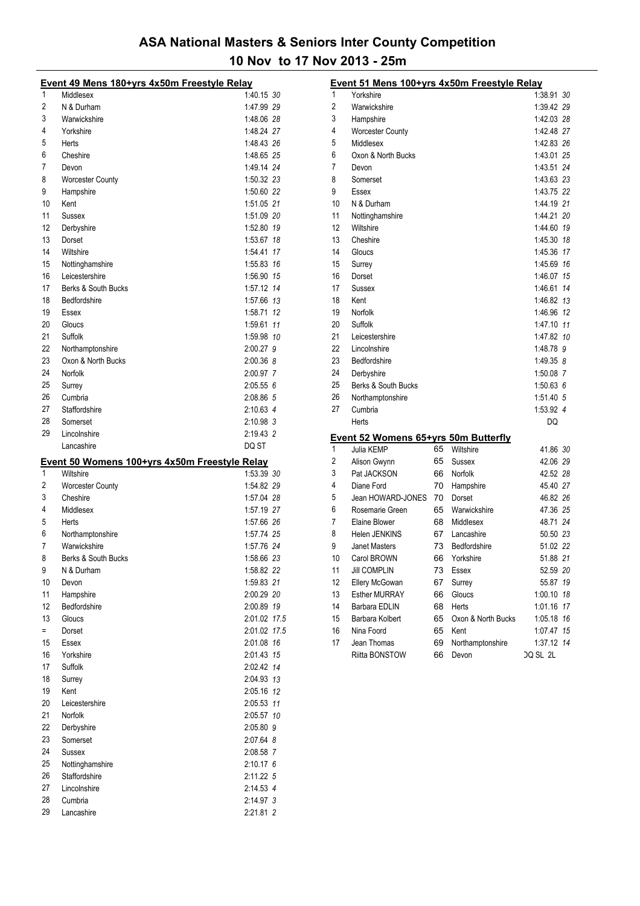# ASA National Masters & Seniors Inter County Competition

## 10 Nov to 17 Nov 2013 - 25m

### Event 49 Mens 180+yrs 4x50m Freestyle Relay

| Place | Team | Time | Points |
|---|---|---|---|
| 1 | Middlesex | 1:40.15 | 30 |
| 2 | N & Durham | 1:47.99 | 29 |
| 3 | Warwickshire | 1:48.06 | 28 |
| 4 | Yorkshire | 1:48.24 | 27 |
| 5 | Herts | 1:48.43 | 26 |
| 6 | Cheshire | 1:48.65 | 25 |
| 7 | Devon | 1:49.14 | 24 |
| 8 | Worcester County | 1:50.32 | 23 |
| 9 | Hampshire | 1:50.60 | 22 |
| 10 | Kent | 1:51.05 | 21 |
| 11 | Sussex | 1:51.09 | 20 |
| 12 | Derbyshire | 1:52.80 | 19 |
| 13 | Dorset | 1:53.67 | 18 |
| 14 | Wiltshire | 1:54.41 | 17 |
| 15 | Nottinghamshire | 1:55.83 | 16 |
| 16 | Leicestershire | 1:56.90 | 15 |
| 17 | Berks & South Bucks | 1:57.12 | 14 |
| 18 | Bedfordshire | 1:57.66 | 13 |
| 19 | Essex | 1:58.71 | 12 |
| 20 | Gloucs | 1:59.61 | 11 |
| 21 | Suffolk | 1:59.98 | 10 |
| 22 | Northamptonshire | 2:00.27 | 9 |
| 23 | Oxon & North Bucks | 2:00.36 | 8 |
| 24 | Norfolk | 2:00.97 | 7 |
| 25 | Surrey | 2:05.55 | 6 |
| 26 | Cumbria | 2:08.86 | 5 |
| 27 | Staffordshire | 2:10.63 | 4 |
| 28 | Somerset | 2:10.98 | 3 |
| 29 | Lincolnshire | 2:19.43 | 2 |
| | Lancashire | DQ ST | |

### Event 50 Womens 100+yrs 4x50m Freestyle Relay

| Place | Team | Time | Points |
|---|---|---|---|
| 1 | Wiltshire | 1:53.39 | 30 |
| 2 | Worcester County | 1:54.82 | 29 |
| 3 | Cheshire | 1:57.04 | 28 |
| 4 | Middlesex | 1:57.19 | 27 |
| 5 | Herts | 1:57.66 | 26 |
| 6 | Northamptonshire | 1:57.74 | 25 |
| 7 | Warwickshire | 1:57.76 | 24 |
| 8 | Berks & South Bucks | 1:58.66 | 23 |
| 9 | N & Durham | 1:58.82 | 22 |
| 10 | Devon | 1:59.83 | 21 |
| 11 | Hampshire | 2:00.29 | 20 |
| 12 | Bedfordshire | 2:00.89 | 19 |
| 13 | Gloucs | 2:01.02 | 17.5 |
| = | Dorset | 2:01.02 | 17.5 |
| 15 | Essex | 2:01.08 | 16 |
| 16 | Yorkshire | 2:01.43 | 15 |
| 17 | Suffolk | 2:02.42 | 14 |
| 18 | Surrey | 2:04.93 | 13 |
| 19 | Kent | 2:05.16 | 12 |
| 20 | Leicestershire | 2:05.53 | 11 |
| 21 | Norfolk | 2:05.57 | 10 |
| 22 | Derbyshire | 2:05.80 | 9 |
| 23 | Somerset | 2:07.64 | 8 |
| 24 | Sussex | 2:08.58 | 7 |
| 25 | Nottinghamshire | 2:10.17 | 6 |
| 26 | Staffordshire | 2:11.22 | 5 |
| 27 | Lincolnshire | 2:14.53 | 4 |
| 28 | Cumbria | 2:14.97 | 3 |
| 29 | Lancashire | 2:21.81 | 2 |

### Event 51 Mens 100+yrs 4x50m Freestyle Relay

| Place | Team | Time | Points |
|---|---|---|---|
| 1 | Yorkshire | 1:38.91 | 30 |
| 2 | Warwickshire | 1:39.42 | 29 |
| 3 | Hampshire | 1:42.03 | 28 |
| 4 | Worcester County | 1:42.48 | 27 |
| 5 | Middlesex | 1:42.83 | 26 |
| 6 | Oxon & North Bucks | 1:43.01 | 25 |
| 7 | Devon | 1:43.51 | 24 |
| 8 | Somerset | 1:43.63 | 23 |
| 9 | Essex | 1:43.75 | 22 |
| 10 | N & Durham | 1:44.19 | 21 |
| 11 | Nottinghamshire | 1:44.21 | 20 |
| 12 | Wiltshire | 1:44.60 | 19 |
| 13 | Cheshire | 1:45.30 | 18 |
| 14 | Gloucs | 1:45.36 | 17 |
| 15 | Surrey | 1:45.69 | 16 |
| 16 | Dorset | 1:46.07 | 15 |
| 17 | Sussex | 1:46.61 | 14 |
| 18 | Kent | 1:46.82 | 13 |
| 19 | Norfolk | 1:46.96 | 12 |
| 20 | Suffolk | 1:47.10 | 11 |
| 21 | Leicestershire | 1:47.82 | 10 |
| 22 | Lincolnshire | 1:48.78 | 9 |
| 23 | Bedfordshire | 1:49.35 | 8 |
| 24 | Derbyshire | 1:50.08 | 7 |
| 25 | Berks & South Bucks | 1:50.63 | 6 |
| 26 | Northamptonshire | 1:51.40 | 5 |
| 27 | Cumbria | 1:53.92 | 4 |
| | Herts | DQ | |

### Event 52 Womens 65+yrs 50m Butterfly

| Place | Name | Age | Team | Time | Points |
|---|---|---|---|---|---|
| 1 | Julia KEMP | 65 | Wiltshire | 41.86 | 30 |
| 2 | Alison Gwynn | 65 | Sussex | 42.06 | 29 |
| 3 | Pat JACKSON | 66 | Norfolk | 42.52 | 28 |
| 4 | Diane Ford | 70 | Hampshire | 45.40 | 27 |
| 5 | Jean HOWARD-JONES | 70 | Dorset | 46.82 | 26 |
| 6 | Rosemarie Green | 65 | Warwickshire | 47.36 | 25 |
| 7 | Elaine Blower | 68 | Middlesex | 48.71 | 24 |
| 8 | Helen JENKINS | 67 | Lancashire | 50.50 | 23 |
| 9 | Janet Masters | 73 | Bedfordshire | 51.02 | 22 |
| 10 | Carol BROWN | 66 | Yorkshire | 51.88 | 21 |
| 11 | Jill COMPLIN | 73 | Essex | 52.59 | 20 |
| 12 | Ellery McGowan | 67 | Surrey | 55.87 | 19 |
| 13 | Esther MURRAY | 66 | Gloucs | 1:00.10 | 18 |
| 14 | Barbara EDLIN | 68 | Herts | 1:01.16 | 17 |
| 15 | Barbara Kolbert | 65 | Oxon & North Bucks | 1:05.18 | 16 |
| 16 | Nina Foord | 65 | Kent | 1:07.47 | 15 |
| 17 | Jean Thomas | 69 | Northamptonshire | 1:37.12 | 14 |
| | Riitta BONSTOW | 66 | Devon | DQ SL 2L | |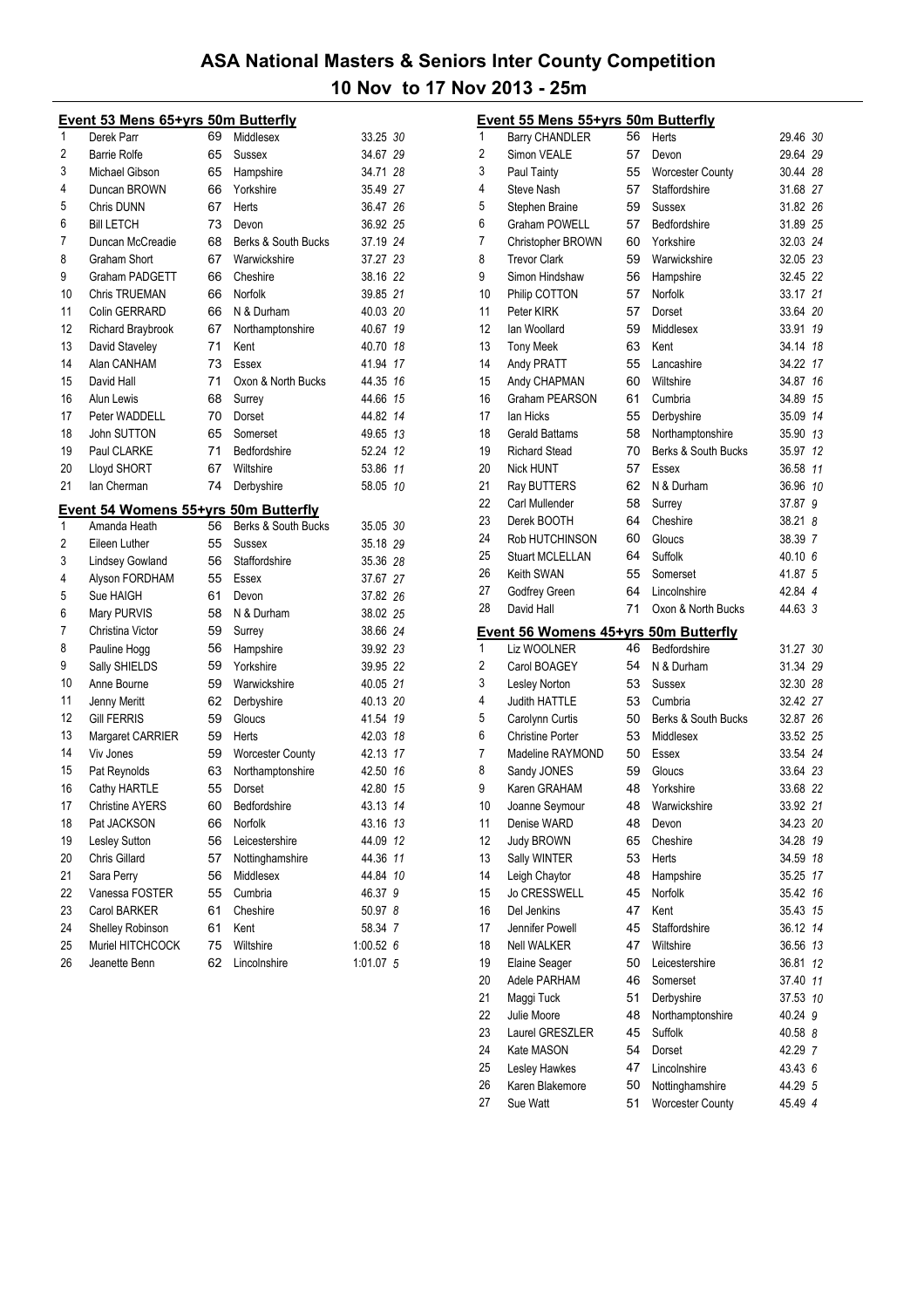# ASA National Masters & Seniors Inter County Competition

## 10 Nov to 17 Nov 2013 - 25m

### Event 53 Mens 65+yrs 50m Butterfly

| Pos | Name | Age | County | Time | Points |
|---|---|---|---|---|---|
| 1 | Derek Parr | 69 | Middlesex | 33.25 | 30 |
| 2 | Barrie Rolfe | 65 | Sussex | 34.67 | 29 |
| 3 | Michael Gibson | 65 | Hampshire | 34.71 | 28 |
| 4 | Duncan BROWN | 66 | Yorkshire | 35.49 | 27 |
| 5 | Chris DUNN | 67 | Herts | 36.47 | 26 |
| 6 | Bill LETCH | 73 | Devon | 36.92 | 25 |
| 7 | Duncan McCreadie | 68 | Berks & South Bucks | 37.19 | 24 |
| 8 | Graham Short | 67 | Warwickshire | 37.27 | 23 |
| 9 | Graham PADGETT | 66 | Cheshire | 38.16 | 22 |
| 10 | Chris TRUEMAN | 66 | Norfolk | 39.85 | 21 |
| 11 | Colin GERRARD | 66 | N & Durham | 40.03 | 20 |
| 12 | Richard Braybrook | 67 | Northamptonshire | 40.67 | 19 |
| 13 | David Staveley | 71 | Kent | 40.70 | 18 |
| 14 | Alan CANHAM | 73 | Essex | 41.94 | 17 |
| 15 | David Hall | 71 | Oxon & North Bucks | 44.35 | 16 |
| 16 | Alun Lewis | 68 | Surrey | 44.66 | 15 |
| 17 | Peter WADDELL | 70 | Dorset | 44.82 | 14 |
| 18 | John SUTTON | 65 | Somerset | 49.65 | 13 |
| 19 | Paul CLARKE | 71 | Bedfordshire | 52.24 | 12 |
| 20 | Lloyd SHORT | 67 | Wiltshire | 53.86 | 11 |
| 21 | Ian Cherman | 74 | Derbyshire | 58.05 | 10 |

### Event 54 Womens 55+yrs 50m Butterfly

| Pos | Name | Age | County | Time | Points |
|---|---|---|---|---|---|
| 1 | Amanda Heath | 56 | Berks & South Bucks | 35.05 | 30 |
| 2 | Eileen Luther | 55 | Sussex | 35.18 | 29 |
| 3 | Lindsey Gowland | 56 | Staffordshire | 35.36 | 28 |
| 4 | Alyson FORDHAM | 55 | Essex | 37.67 | 27 |
| 5 | Sue HAIGH | 61 | Devon | 37.82 | 26 |
| 6 | Mary PURVIS | 58 | N & Durham | 38.02 | 25 |
| 7 | Christina Victor | 59 | Surrey | 38.66 | 24 |
| 8 | Pauline Hogg | 56 | Hampshire | 39.92 | 23 |
| 9 | Sally SHIELDS | 59 | Yorkshire | 39.95 | 22 |
| 10 | Anne Bourne | 59 | Warwickshire | 40.05 | 21 |
| 11 | Jenny Meritt | 62 | Derbyshire | 40.13 | 20 |
| 12 | Gill FERRIS | 59 | Gloucs | 41.54 | 19 |
| 13 | Margaret CARRIER | 59 | Herts | 42.03 | 18 |
| 14 | Viv Jones | 59 | Worcester County | 42.13 | 17 |
| 15 | Pat Reynolds | 63 | Northamptonshire | 42.50 | 16 |
| 16 | Cathy HARTLE | 55 | Dorset | 42.80 | 15 |
| 17 | Christine AYERS | 60 | Bedfordshire | 43.13 | 14 |
| 18 | Pat JACKSON | 66 | Norfolk | 43.16 | 13 |
| 19 | Lesley Sutton | 56 | Leicestershire | 44.09 | 12 |
| 20 | Chris Gillard | 57 | Nottinghamshire | 44.36 | 11 |
| 21 | Sara Perry | 56 | Middlesex | 44.84 | 10 |
| 22 | Vanessa FOSTER | 55 | Cumbria | 46.37 | 9 |
| 23 | Carol BARKER | 61 | Cheshire | 50.97 | 8 |
| 24 | Shelley Robinson | 61 | Kent | 58.34 | 7 |
| 25 | Muriel HITCHCOCK | 75 | Wiltshire | 1:00.52 | 6 |
| 26 | Jeanette Benn | 62 | Lincolnshire | 1:01.07 | 5 |

### Event 55 Mens 55+yrs 50m Butterfly

| Pos | Name | Age | County | Time | Points |
|---|---|---|---|---|---|
| 1 | Barry CHANDLER | 56 | Herts | 29.46 | 30 |
| 2 | Simon VEALE | 57 | Devon | 29.64 | 29 |
| 3 | Paul Tainty | 55 | Worcester County | 30.44 | 28 |
| 4 | Steve Nash | 57 | Staffordshire | 31.68 | 27 |
| 5 | Stephen Braine | 59 | Sussex | 31.82 | 26 |
| 6 | Graham POWELL | 57 | Bedfordshire | 31.89 | 25 |
| 7 | Christopher BROWN | 60 | Yorkshire | 32.03 | 24 |
| 8 | Trevor Clark | 59 | Warwickshire | 32.05 | 23 |
| 9 | Simon Hindshaw | 56 | Hampshire | 32.45 | 22 |
| 10 | Philip COTTON | 57 | Norfolk | 33.17 | 21 |
| 11 | Peter KIRK | 57 | Dorset | 33.64 | 20 |
| 12 | Ian Woollard | 59 | Middlesex | 33.91 | 19 |
| 13 | Tony Meek | 63 | Kent | 34.14 | 18 |
| 14 | Andy PRATT | 55 | Lancashire | 34.22 | 17 |
| 15 | Andy CHAPMAN | 60 | Wiltshire | 34.87 | 16 |
| 16 | Graham PEARSON | 61 | Cumbria | 34.89 | 15 |
| 17 | Ian Hicks | 55 | Derbyshire | 35.09 | 14 |
| 18 | Gerald Battams | 58 | Northamptonshire | 35.90 | 13 |
| 19 | Richard Stead | 70 | Berks & South Bucks | 35.97 | 12 |
| 20 | Nick HUNT | 57 | Essex | 36.58 | 11 |
| 21 | Ray BUTTERS | 62 | N & Durham | 36.96 | 10 |
| 22 | Carl Mullender | 58 | Surrey | 37.87 | 9 |
| 23 | Derek BOOTH | 64 | Cheshire | 38.21 | 8 |
| 24 | Rob HUTCHINSON | 60 | Gloucs | 38.39 | 7 |
| 25 | Stuart MCLELLAN | 64 | Suffolk | 40.10 | 6 |
| 26 | Keith SWAN | 55 | Somerset | 41.87 | 5 |
| 27 | Godfrey Green | 64 | Lincolnshire | 42.84 | 4 |
| 28 | David Hall | 71 | Oxon & North Bucks | 44.63 | 3 |

### Event 56 Womens 45+yrs 50m Butterfly

| Pos | Name | Age | County | Time | Points |
|---|---|---|---|---|---|
| 1 | Liz WOOLNER | 46 | Bedfordshire | 31.27 | 30 |
| 2 | Carol BOAGEY | 54 | N & Durham | 31.34 | 29 |
| 3 | Lesley Norton | 53 | Sussex | 32.30 | 28 |
| 4 | Judith HATTLE | 53 | Cumbria | 32.42 | 27 |
| 5 | Carolynn Curtis | 50 | Berks & South Bucks | 32.87 | 26 |
| 6 | Christine Porter | 53 | Middlesex | 33.52 | 25 |
| 7 | Madeline RAYMOND | 50 | Essex | 33.54 | 24 |
| 8 | Sandy JONES | 59 | Gloucs | 33.64 | 23 |
| 9 | Karen GRAHAM | 48 | Yorkshire | 33.68 | 22 |
| 10 | Joanne Seymour | 48 | Warwickshire | 33.92 | 21 |
| 11 | Denise WARD | 48 | Devon | 34.23 | 20 |
| 12 | Judy BROWN | 65 | Cheshire | 34.28 | 19 |
| 13 | Sally WINTER | 53 | Herts | 34.59 | 18 |
| 14 | Leigh Chaytor | 48 | Hampshire | 35.25 | 17 |
| 15 | Jo CRESSWELL | 45 | Norfolk | 35.42 | 16 |
| 16 | Del Jenkins | 47 | Kent | 35.43 | 15 |
| 17 | Jennifer Powell | 45 | Staffordshire | 36.12 | 14 |
| 18 | Nell WALKER | 47 | Wiltshire | 36.56 | 13 |
| 19 | Elaine Seager | 50 | Leicestershire | 36.81 | 12 |
| 20 | Adele PARHAM | 46 | Somerset | 37.40 | 11 |
| 21 | Maggi Tuck | 51 | Derbyshire | 37.53 | 10 |
| 22 | Julie Moore | 48 | Northamptonshire | 40.24 | 9 |
| 23 | Laurel GRESZLER | 45 | Suffolk | 40.58 | 8 |
| 24 | Kate MASON | 54 | Dorset | 42.29 | 7 |
| 25 | Lesley Hawkes | 47 | Lincolnshire | 43.43 | 6 |
| 26 | Karen Blakemore | 50 | Nottinghamshire | 44.29 | 5 |
| 27 | Sue Watt | 51 | Worcester County | 45.49 | 4 |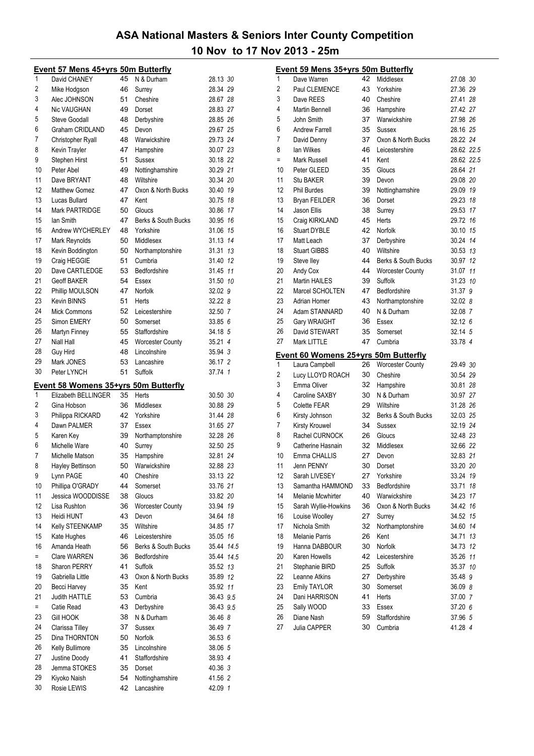# ASA National Masters & Seniors Inter County Competition

## 10 Nov to 17 Nov 2013 - 25m

### Event 57 Mens 45+yrs 50m Butterfly

| Pos | Name | Age | County | Time | Points |
|---|---|---|---|---|---|
| 1 | David CHANEY | 45 | N & Durham | 28.13 | 30 |
| 2 | Mike Hodgson | 46 | Surrey | 28.34 | 29 |
| 3 | Alec JOHNSON | 51 | Cheshire | 28.67 | 28 |
| 4 | Nic VAUGHAN | 49 | Dorset | 28.83 | 27 |
| 5 | Steve Goodall | 48 | Derbyshire | 28.85 | 26 |
| 6 | Graham CRIDLAND | 45 | Devon | 29.67 | 25 |
| 7 | Christopher Ryall | 48 | Warwickshire | 29.73 | 24 |
| 8 | Kevin Trayler | 47 | Hampshire | 30.07 | 23 |
| 9 | Stephen Hirst | 51 | Sussex | 30.18 | 22 |
| 10 | Peter Abel | 49 | Nottinghamshire | 30.29 | 21 |
| 11 | Dave BRYANT | 48 | Wiltshire | 30.34 | 20 |
| 12 | Matthew Gomez | 47 | Oxon & North Bucks | 30.40 | 19 |
| 13 | Lucas Bullard | 47 | Kent | 30.75 | 18 |
| 14 | Mark PARTRIDGE | 50 | Gloucs | 30.86 | 17 |
| 15 | Ian Smith | 47 | Berks & South Bucks | 30.95 | 16 |
| 16 | Andrew WYCHERLEY | 48 | Yorkshire | 31.06 | 15 |
| 17 | Mark Reynolds | 50 | Middlesex | 31.13 | 14 |
| 18 | Kevin Boddington | 50 | Northamptonshire | 31.31 | 13 |
| 19 | Craig HEGGIE | 51 | Cumbria | 31.40 | 12 |
| 20 | Dave CARTLEDGE | 53 | Bedfordshire | 31.45 | 11 |
| 21 | Geoff BAKER | 54 | Essex | 31.50 | 10 |
| 22 | Phillip MOULSON | 47 | Norfolk | 32.02 | 9 |
| 23 | Kevin BINNS | 51 | Herts | 32.22 | 8 |
| 24 | Mick Commons | 52 | Leicestershire | 32.50 | 7 |
| 25 | Simon EMERY | 50 | Somerset | 33.85 | 6 |
| 26 | Martyn Finney | 55 | Staffordshire | 34.18 | 5 |
| 27 | Niall Hall | 45 | Worcester County | 35.21 | 4 |
| 28 | Guy Hird | 48 | Lincolnshire | 35.94 | 3 |
| 29 | Mark JONES | 53 | Lancashire | 36.17 | 2 |
| 30 | Peter LYNCH | 51 | Suffolk | 37.74 | 1 |

### Event 58 Womens 35+yrs 50m Butterfly

| Pos | Name | Age | County | Time | Points |
|---|---|---|---|---|---|
| 1 | Elizabeth BELLINGER | 35 | Herts | 30.50 | 30 |
| 2 | Gina Hobson | 36 | Middlesex | 30.88 | 29 |
| 3 | Philippa RICKARD | 42 | Yorkshire | 31.44 | 28 |
| 4 | Dawn PALMER | 37 | Essex | 31.65 | 27 |
| 5 | Karen Key | 39 | Northamptonshire | 32.28 | 26 |
| 6 | Michelle Ware | 40 | Surrey | 32.50 | 25 |
| 7 | Michelle Matson | 35 | Hampshire | 32.81 | 24 |
| 8 | Hayley Bettinson | 50 | Warwickshire | 32.88 | 23 |
| 9 | Lynn PAGE | 40 | Cheshire | 33.13 | 22 |
| 10 | Phillipa O'GRADY | 44 | Somerset | 33.76 | 21 |
| 11 | Jessica WOODDISSE | 38 | Gloucs | 33.82 | 20 |
| 12 | Lisa Rushton | 36 | Worcester County | 33.94 | 19 |
| 13 | Heidi HUNT | 43 | Devon | 34.64 | 18 |
| 14 | Kelly STEENKAMP | 35 | Wiltshire | 34.85 | 17 |
| 15 | Kate Hughes | 46 | Leicestershire | 35.05 | 16 |
| 16 | Amanda Heath | 56 | Berks & South Bucks | 35.44 | 14.5 |
| = | Clare WARREN | 36 | Bedfordshire | 35.44 | 14.5 |
| 18 | Sharon PERRY | 41 | Suffolk | 35.52 | 13 |
| 19 | Gabriella Little | 43 | Oxon & North Bucks | 35.89 | 12 |
| 20 | Becci Harvey | 35 | Kent | 35.92 | 11 |
| 21 | Judith HATTLE | 53 | Cumbria | 36.43 | 9.5 |
| = | Catie Read | 43 | Derbyshire | 36.43 | 9.5 |
| 23 | Gill HOOK | 38 | N & Durham | 36.46 | 8 |
| 24 | Clarissa Tilley | 37 | Sussex | 36.49 | 7 |
| 25 | Dina THORNTON | 50 | Norfolk | 36.53 | 6 |
| 26 | Kelly Bullimore | 35 | Lincolnshire | 38.06 | 5 |
| 27 | Justine Doody | 41 | Staffordshire | 38.93 | 4 |
| 28 | Jemma STOKES | 35 | Dorset | 40.36 | 3 |
| 29 | Kiyoko Naish | 54 | Nottinghamshire | 41.56 | 2 |
| 30 | Rosie LEWIS | 42 | Lancashire | 42.09 | 1 |

### Event 59 Mens 35+yrs 50m Butterfly

| Pos | Name | Age | County | Time | Points |
|---|---|---|---|---|---|
| 1 | Dave Warren | 42 | Middlesex | 27.08 | 30 |
| 2 | Paul CLEMENCE | 43 | Yorkshire | 27.36 | 29 |
| 3 | Dave REES | 40 | Cheshire | 27.41 | 28 |
| 4 | Martin Bennell | 36 | Hampshire | 27.42 | 27 |
| 5 | John Smith | 37 | Warwickshire | 27.98 | 26 |
| 6 | Andrew Farrell | 35 | Sussex | 28.16 | 25 |
| 7 | David Denny | 37 | Oxon & North Bucks | 28.22 | 24 |
| 8 | Ian Wilkes | 46 | Leicestershire | 28.62 | 22.5 |
| = | Mark Russell | 41 | Kent | 28.62 | 22.5 |
| 10 | Peter GLEED | 35 | Gloucs | 28.64 | 21 |
| 11 | Stu BAKER | 39 | Devon | 29.08 | 20 |
| 12 | Phil Burdes | 39 | Nottinghamshire | 29.09 | 19 |
| 13 | Bryan FEILDER | 36 | Dorset | 29.23 | 18 |
| 14 | Jason Ellis | 38 | Surrey | 29.53 | 17 |
| 15 | Craig KIRKLAND | 45 | Herts | 29.72 | 16 |
| 16 | Stuart DYBLE | 42 | Norfolk | 30.10 | 15 |
| 17 | Matt Leach | 37 | Derbyshire | 30.24 | 14 |
| 18 | Stuart GIBBS | 40 | Wiltshire | 30.53 | 13 |
| 19 | Steve Iley | 44 | Berks & South Bucks | 30.97 | 12 |
| 20 | Andy Cox | 44 | Worcester County | 31.07 | 11 |
| 21 | Martin HAILES | 39 | Suffolk | 31.23 | 10 |
| 22 | Marcel SCHOLTEN | 47 | Bedfordshire | 31.37 | 9 |
| 23 | Adrian Homer | 43 | Northamptonshire | 32.02 | 8 |
| 24 | Adam STANNARD | 40 | N & Durham | 32.08 | 7 |
| 25 | Gary WRAIGHT | 36 | Essex | 32.12 | 6 |
| 26 | David STEWART | 35 | Somerset | 32.14 | 5 |
| 27 | Mark LITTLE | 47 | Cumbria | 33.78 | 4 |

### Event 60 Womens 25+yrs 50m Butterfly

| Pos | Name | Age | County | Time | Points |
|---|---|---|---|---|---|
| 1 | Laura Campbell | 26 | Worcester County | 29.49 | 30 |
| 2 | Lucy LLOYD ROACH | 30 | Cheshire | 30.54 | 29 |
| 3 | Emma Oliver | 32 | Hampshire | 30.81 | 28 |
| 4 | Caroline SAXBY | 30 | N & Durham | 30.97 | 27 |
| 5 | Colette FEAR | 29 | Wiltshire | 31.28 | 26 |
| 6 | Kirsty Johnson | 32 | Berks & South Bucks | 32.03 | 25 |
| 7 | Kirsty Krouwel | 34 | Sussex | 32.19 | 24 |
| 8 | Rachel CURNOCK | 26 | Gloucs | 32.48 | 23 |
| 9 | Catherine Hasnain | 32 | Middlesex | 32.66 | 22 |
| 10 | Emma CHALLIS | 27 | Devon | 32.83 | 21 |
| 11 | Jenn PENNY | 30 | Dorset | 33.20 | 20 |
| 12 | Sarah LIVESEY | 27 | Yorkshire | 33.24 | 19 |
| 13 | Samantha HAMMOND | 33 | Bedfordshire | 33.71 | 18 |
| 14 | Melanie Mcwhirter | 40 | Warwickshire | 34.23 | 17 |
| 15 | Sarah Wyllie-Howkins | 36 | Oxon & North Bucks | 34.42 | 16 |
| 16 | Louise Woolley | 27 | Surrey | 34.52 | 15 |
| 17 | Nichola Smith | 32 | Northamptonshire | 34.60 | 14 |
| 18 | Melanie Parris | 26 | Kent | 34.71 | 13 |
| 19 | Hanna DABBOUR | 30 | Norfolk | 34.73 | 12 |
| 20 | Karen Howells | 42 | Leicestershire | 35.26 | 11 |
| 21 | Stephanie BIRD | 25 | Suffolk | 35.37 | 10 |
| 22 | Leanne Atkins | 27 | Derbyshire | 35.48 | 9 |
| 23 | Emily TAYLOR | 30 | Somerset | 36.09 | 8 |
| 24 | Dani HARRISON | 41 | Herts | 37.00 | 7 |
| 25 | Sally WOOD | 33 | Essex | 37.20 | 6 |
| 26 | Diane Nash | 59 | Staffordshire | 37.96 | 5 |
| 27 | Julia CAPPER | 30 | Cumbria | 41.28 | 4 |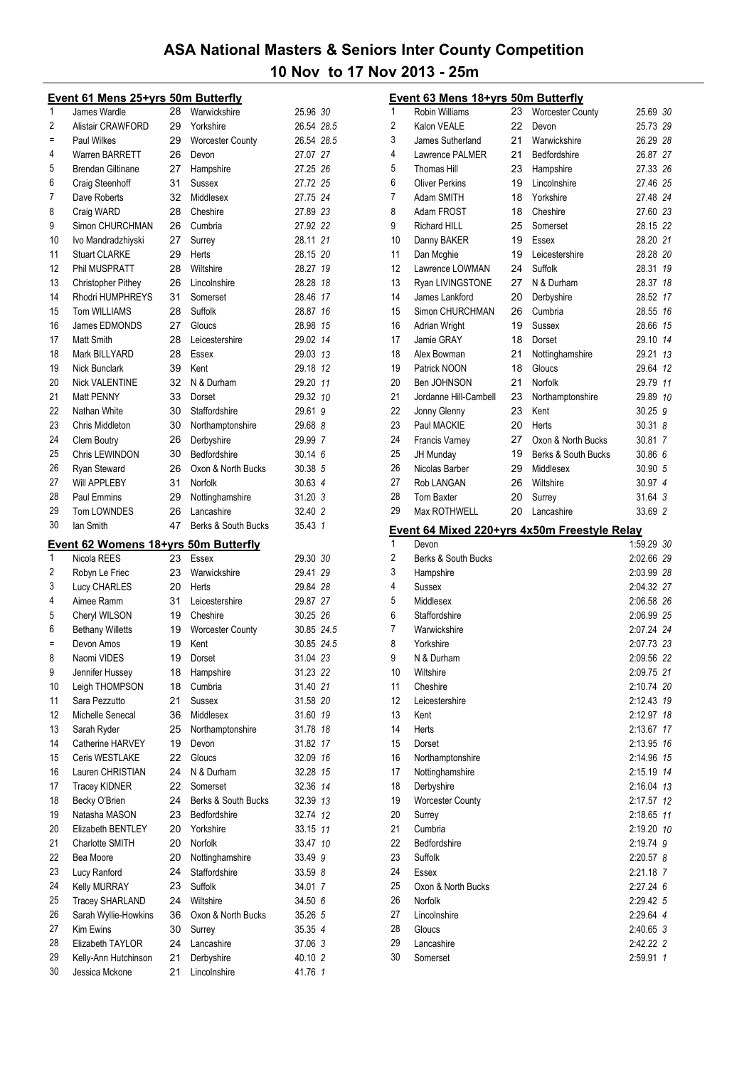# ASA National Masters & Seniors Inter County Competition

## 10 Nov to 17 Nov 2013 - 25m

### Event 61 Mens 25+yrs 50m Butterfly

| Pos | Name | Age | County | Time | Points |
|---|---|---|---|---|---|
| 1 | James Wardle | 28 | Warwickshire | 25.96 | 30 |
| 2 | Alistair CRAWFORD | 29 | Yorkshire | 26.54 | 28.5 |
| = | Paul Wilkes | 29 | Worcester County | 26.54 | 28.5 |
| 4 | Warren BARRETT | 26 | Devon | 27.07 | 27 |
| 5 | Brendan Giltinane | 27 | Hampshire | 27.25 | 26 |
| 6 | Craig Steenhoff | 31 | Sussex | 27.72 | 25 |
| 7 | Dave Roberts | 32 | Middlesex | 27.75 | 24 |
| 8 | Craig WARD | 28 | Cheshire | 27.89 | 23 |
| 9 | Simon CHURCHMAN | 26 | Cumbria | 27.92 | 22 |
| 10 | Ivo Mandradzhiyski | 27 | Surrey | 28.11 | 21 |
| 11 | Stuart CLARKE | 29 | Herts | 28.15 | 20 |
| 12 | Phil MUSPRATT | 28 | Wiltshire | 28.27 | 19 |
| 13 | Christopher Pithey | 26 | Lincolnshire | 28.28 | 18 |
| 14 | Rhodri HUMPHREYS | 31 | Somerset | 28.46 | 17 |
| 15 | Tom WILLIAMS | 28 | Suffolk | 28.87 | 16 |
| 16 | James EDMONDS | 27 | Gloucs | 28.98 | 15 |
| 17 | Matt Smith | 28 | Leicestershire | 29.02 | 14 |
| 18 | Mark BILLYARD | 28 | Essex | 29.03 | 13 |
| 19 | Nick Bunclark | 39 | Kent | 29.18 | 12 |
| 20 | Nick VALENTINE | 32 | N & Durham | 29.20 | 11 |
| 21 | Matt PENNY | 33 | Dorset | 29.32 | 10 |
| 22 | Nathan White | 30 | Staffordshire | 29.61 | 9 |
| 23 | Chris Middleton | 30 | Northamptonshire | 29.68 | 8 |
| 24 | Clem Boutry | 26 | Derbyshire | 29.99 | 7 |
| 25 | Chris LEWINDON | 30 | Bedfordshire | 30.14 | 6 |
| 26 | Ryan Steward | 26 | Oxon & North Bucks | 30.38 | 5 |
| 27 | Will APPLEBY | 31 | Norfolk | 30.63 | 4 |
| 28 | Paul Emmins | 29 | Nottinghamshire | 31.20 | 3 |
| 29 | Tom LOWNDES | 26 | Lancashire | 32.40 | 2 |
| 30 | Ian Smith | 47 | Berks & South Bucks | 35.43 | 1 |

### Event 62 Womens 18+yrs 50m Butterfly

| Pos | Name | Age | County | Time | Points |
|---|---|---|---|---|---|
| 1 | Nicola REES | 23 | Essex | 29.30 | 30 |
| 2 | Robyn Le Friec | 23 | Warwickshire | 29.41 | 29 |
| 3 | Lucy CHARLES | 20 | Herts | 29.84 | 28 |
| 4 | Aimee Ramm | 31 | Leicestershire | 29.87 | 27 |
| 5 | Cheryl WILSON | 19 | Cheshire | 30.25 | 26 |
| 6 | Bethany Willetts | 19 | Worcester County | 30.85 | 24.5 |
| = | Devon Amos | 19 | Kent | 30.85 | 24.5 |
| 8 | Naomi VIDES | 19 | Dorset | 31.04 | 23 |
| 9 | Jennifer Hussey | 18 | Hampshire | 31.23 | 22 |
| 10 | Leigh THOMPSON | 18 | Cumbria | 31.40 | 21 |
| 11 | Sara Pezzutto | 21 | Sussex | 31.58 | 20 |
| 12 | Michelle Senecal | 36 | Middlesex | 31.60 | 19 |
| 13 | Sarah Ryder | 25 | Northamptonshire | 31.78 | 18 |
| 14 | Catherine HARVEY | 19 | Devon | 31.82 | 17 |
| 15 | Ceris WESTLAKE | 22 | Gloucs | 32.09 | 16 |
| 16 | Lauren CHRISTIAN | 24 | N & Durham | 32.28 | 15 |
| 17 | Tracey KIDNER | 22 | Somerset | 32.36 | 14 |
| 18 | Becky O'Brien | 24 | Berks & South Bucks | 32.39 | 13 |
| 19 | Natasha MASON | 23 | Bedfordshire | 32.74 | 12 |
| 20 | Elizabeth BENTLEY | 20 | Yorkshire | 33.15 | 11 |
| 21 | Charlotte SMITH | 20 | Norfolk | 33.47 | 10 |
| 22 | Bea Moore | 20 | Nottinghamshire | 33.49 | 9 |
| 23 | Lucy Ranford | 24 | Staffordshire | 33.59 | 8 |
| 24 | Kelly MURRAY | 23 | Suffolk | 34.01 | 7 |
| 25 | Tracey SHARLAND | 24 | Wiltshire | 34.50 | 6 |
| 26 | Sarah Wyllie-Howkins | 36 | Oxon & North Bucks | 35.26 | 5 |
| 27 | Kim Ewins | 30 | Surrey | 35.35 | 4 |
| 28 | Elizabeth TAYLOR | 24 | Lancashire | 37.06 | 3 |
| 29 | Kelly-Ann Hutchinson | 21 | Derbyshire | 40.10 | 2 |
| 30 | Jessica Mckone | 21 | Lincolnshire | 41.76 | 1 |

### Event 63 Mens 18+yrs 50m Butterfly

| Pos | Name | Age | County | Time | Points |
|---|---|---|---|---|---|
| 1 | Robin Williams | 23 | Worcester County | 25.69 | 30 |
| 2 | Kalon VEALE | 22 | Devon | 25.73 | 29 |
| 3 | James Sutherland | 21 | Warwickshire | 26.29 | 28 |
| 4 | Lawrence PALMER | 21 | Bedfordshire | 26.87 | 27 |
| 5 | Thomas Hill | 23 | Hampshire | 27.33 | 26 |
| 6 | Oliver Perkins | 19 | Lincolnshire | 27.46 | 25 |
| 7 | Adam SMITH | 18 | Yorkshire | 27.48 | 24 |
| 8 | Adam FROST | 18 | Cheshire | 27.60 | 23 |
| 9 | Richard HILL | 25 | Somerset | 28.15 | 22 |
| 10 | Danny BAKER | 19 | Essex | 28.20 | 21 |
| 11 | Dan Mcghie | 19 | Leicestershire | 28.28 | 20 |
| 12 | Lawrence LOWMAN | 24 | Suffolk | 28.31 | 19 |
| 13 | Ryan LIVINGSTONE | 27 | N & Durham | 28.37 | 18 |
| 14 | James Lankford | 20 | Derbyshire | 28.52 | 17 |
| 15 | Simon CHURCHMAN | 26 | Cumbria | 28.55 | 16 |
| 16 | Adrian Wright | 19 | Sussex | 28.66 | 15 |
| 17 | Jamie GRAY | 18 | Dorset | 29.10 | 14 |
| 18 | Alex Bowman | 21 | Nottinghamshire | 29.21 | 13 |
| 19 | Patrick NOON | 18 | Gloucs | 29.64 | 12 |
| 20 | Ben JOHNSON | 21 | Norfolk | 29.79 | 11 |
| 21 | Jordanne Hill-Cambell | 23 | Northamptonshire | 29.89 | 10 |
| 22 | Jonny Glenny | 23 | Kent | 30.25 | 9 |
| 23 | Paul MACKIE | 20 | Herts | 30.31 | 8 |
| 24 | Francis Varney | 27 | Oxon & North Bucks | 30.81 | 7 |
| 25 | JH Munday | 19 | Berks & South Bucks | 30.86 | 6 |
| 26 | Nicolas Barber | 29 | Middlesex | 30.90 | 5 |
| 27 | Rob LANGAN | 26 | Wiltshire | 30.97 | 4 |
| 28 | Tom Baxter | 20 | Surrey | 31.64 | 3 |
| 29 | Max ROTHWELL | 20 | Lancashire | 33.69 | 2 |

### Event 64 Mixed 220+yrs 4x50m Freestyle Relay

| Pos | County | Time | Points |
|---|---|---|---|
| 1 | Devon | 1:59.29 | 30 |
| 2 | Berks & South Bucks | 2:02.66 | 29 |
| 3 | Hampshire | 2:03.99 | 28 |
| 4 | Sussex | 2:04.32 | 27 |
| 5 | Middlesex | 2:06.58 | 26 |
| 6 | Staffordshire | 2:06.99 | 25 |
| 7 | Warwickshire | 2:07.24 | 24 |
| 8 | Yorkshire | 2:07.73 | 23 |
| 9 | N & Durham | 2:09.56 | 22 |
| 10 | Wiltshire | 2:09.75 | 21 |
| 11 | Cheshire | 2:10.74 | 20 |
| 12 | Leicestershire | 2:12.43 | 19 |
| 13 | Kent | 2:12.97 | 18 |
| 14 | Herts | 2:13.67 | 17 |
| 15 | Dorset | 2:13.95 | 16 |
| 16 | Northamptonshire | 2:14.96 | 15 |
| 17 | Nottinghamshire | 2:15.19 | 14 |
| 18 | Derbyshire | 2:16.04 | 13 |
| 19 | Worcester County | 2:17.57 | 12 |
| 20 | Surrey | 2:18.65 | 11 |
| 21 | Cumbria | 2:19.20 | 10 |
| 22 | Bedfordshire | 2:19.74 | 9 |
| 23 | Suffolk | 2:20.57 | 8 |
| 24 | Essex | 2:21.18 | 7 |
| 25 | Oxon & North Bucks | 2:27.24 | 6 |
| 26 | Norfolk | 2:29.42 | 5 |
| 27 | Lincolnshire | 2:29.64 | 4 |
| 28 | Gloucs | 2:40.65 | 3 |
| 29 | Lancashire | 2:42.22 | 2 |
| 30 | Somerset | 2:59.91 | 1 |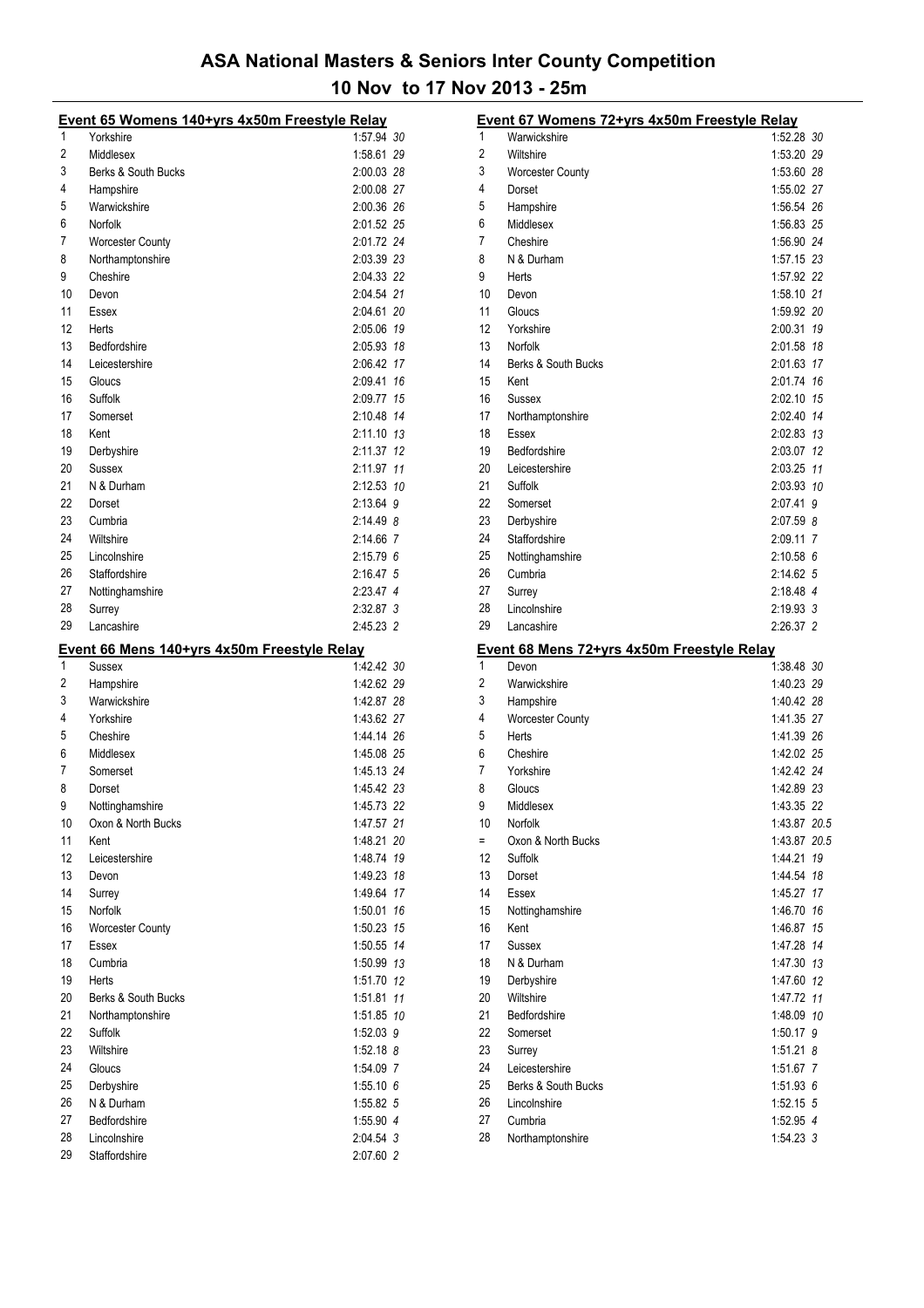# ASA National Masters & Seniors Inter County Competition

## 10 Nov to 17 Nov 2013 - 25m

### Event 65 Womens 140+yrs 4x50m Freestyle Relay

| | | | |
|---|---|---|---|
| 1 | Yorkshire | 1:57.94 | 30 |
| 2 | Middlesex | 1:58.61 | 29 |
| 3 | Berks & South Bucks | 2:00.03 | 28 |
| 4 | Hampshire | 2:00.08 | 27 |
| 5 | Warwickshire | 2:00.36 | 26 |
| 6 | Norfolk | 2:01.52 | 25 |
| 7 | Worcester County | 2:01.72 | 24 |
| 8 | Northamptonshire | 2:03.39 | 23 |
| 9 | Cheshire | 2:04.33 | 22 |
| 10 | Devon | 2:04.54 | 21 |
| 11 | Essex | 2:04.61 | 20 |
| 12 | Herts | 2:05.06 | 19 |
| 13 | Bedfordshire | 2:05.93 | 18 |
| 14 | Leicestershire | 2:06.42 | 17 |
| 15 | Gloucs | 2:09.41 | 16 |
| 16 | Suffolk | 2:09.77 | 15 |
| 17 | Somerset | 2:10.48 | 14 |
| 18 | Kent | 2:11.10 | 13 |
| 19 | Derbyshire | 2:11.37 | 12 |
| 20 | Sussex | 2:11.97 | 11 |
| 21 | N & Durham | 2:12.53 | 10 |
| 22 | Dorset | 2:13.64 | 9 |
| 23 | Cumbria | 2:14.49 | 8 |
| 24 | Wiltshire | 2:14.66 | 7 |
| 25 | Lincolnshire | 2:15.79 | 6 |
| 26 | Staffordshire | 2:16.47 | 5 |
| 27 | Nottinghamshire | 2:23.47 | 4 |
| 28 | Surrey | 2:32.87 | 3 |
| 29 | Lancashire | 2:45.23 | 2 |

### Event 66 Mens 140+yrs 4x50m Freestyle Relay

| | | | |
|---|---|---|---|
| 1 | Sussex | 1:42.42 | 30 |
| 2 | Hampshire | 1:42.62 | 29 |
| 3 | Warwickshire | 1:42.87 | 28 |
| 4 | Yorkshire | 1:43.62 | 27 |
| 5 | Cheshire | 1:44.14 | 26 |
| 6 | Middlesex | 1:45.08 | 25 |
| 7 | Somerset | 1:45.13 | 24 |
| 8 | Dorset | 1:45.42 | 23 |
| 9 | Nottinghamshire | 1:45.73 | 22 |
| 10 | Oxon & North Bucks | 1:47.57 | 21 |
| 11 | Kent | 1:48.21 | 20 |
| 12 | Leicestershire | 1:48.74 | 19 |
| 13 | Devon | 1:49.23 | 18 |
| 14 | Surrey | 1:49.64 | 17 |
| 15 | Norfolk | 1:50.01 | 16 |
| 16 | Worcester County | 1:50.23 | 15 |
| 17 | Essex | 1:50.55 | 14 |
| 18 | Cumbria | 1:50.99 | 13 |
| 19 | Herts | 1:51.70 | 12 |
| 20 | Berks & South Bucks | 1:51.81 | 11 |
| 21 | Northamptonshire | 1:51.85 | 10 |
| 22 | Suffolk | 1:52.03 | 9 |
| 23 | Wiltshire | 1:52.18 | 8 |
| 24 | Gloucs | 1:54.09 | 7 |
| 25 | Derbyshire | 1:55.10 | 6 |
| 26 | N & Durham | 1:55.82 | 5 |
| 27 | Bedfordshire | 1:55.90 | 4 |
| 28 | Lincolnshire | 2:04.54 | 3 |
| 29 | Staffordshire | 2:07.60 | 2 |

### Event 67 Womens 72+yrs 4x50m Freestyle Relay

| | | | |
|---|---|---|---|
| 1 | Warwickshire | 1:52.28 | 30 |
| 2 | Wiltshire | 1:53.20 | 29 |
| 3 | Worcester County | 1:53.60 | 28 |
| 4 | Dorset | 1:55.02 | 27 |
| 5 | Hampshire | 1:56.54 | 26 |
| 6 | Middlesex | 1:56.83 | 25 |
| 7 | Cheshire | 1:56.90 | 24 |
| 8 | N & Durham | 1:57.15 | 23 |
| 9 | Herts | 1:57.92 | 22 |
| 10 | Devon | 1:58.10 | 21 |
| 11 | Gloucs | 1:59.92 | 20 |
| 12 | Yorkshire | 2:00.31 | 19 |
| 13 | Norfolk | 2:01.58 | 18 |
| 14 | Berks & South Bucks | 2:01.63 | 17 |
| 15 | Kent | 2:01.74 | 16 |
| 16 | Sussex | 2:02.10 | 15 |
| 17 | Northamptonshire | 2:02.40 | 14 |
| 18 | Essex | 2:02.83 | 13 |
| 19 | Bedfordshire | 2:03.07 | 12 |
| 20 | Leicestershire | 2:03.25 | 11 |
| 21 | Suffolk | 2:03.93 | 10 |
| 22 | Somerset | 2:07.41 | 9 |
| 23 | Derbyshire | 2:07.59 | 8 |
| 24 | Staffordshire | 2:09.11 | 7 |
| 25 | Nottinghamshire | 2:10.58 | 6 |
| 26 | Cumbria | 2:14.62 | 5 |
| 27 | Surrey | 2:18.48 | 4 |
| 28 | Lincolnshire | 2:19.93 | 3 |
| 29 | Lancashire | 2:26.37 | 2 |

### Event 68 Mens 72+yrs 4x50m Freestyle Relay

| | | | |
|---|---|---|---|
| 1 | Devon | 1:38.48 | 30 |
| 2 | Warwickshire | 1:40.23 | 29 |
| 3 | Hampshire | 1:40.42 | 28 |
| 4 | Worcester County | 1:41.35 | 27 |
| 5 | Herts | 1:41.39 | 26 |
| 6 | Cheshire | 1:42.02 | 25 |
| 7 | Yorkshire | 1:42.42 | 24 |
| 8 | Gloucs | 1:42.89 | 23 |
| 9 | Middlesex | 1:43.35 | 22 |
| 10 | Norfolk | 1:43.87 | 20.5 |
| = | Oxon & North Bucks | 1:43.87 | 20.5 |
| 12 | Suffolk | 1:44.21 | 19 |
| 13 | Dorset | 1:44.54 | 18 |
| 14 | Essex | 1:45.27 | 17 |
| 15 | Nottinghamshire | 1:46.70 | 16 |
| 16 | Kent | 1:46.87 | 15 |
| 17 | Sussex | 1:47.28 | 14 |
| 18 | N & Durham | 1:47.30 | 13 |
| 19 | Derbyshire | 1:47.60 | 12 |
| 20 | Wiltshire | 1:47.72 | 11 |
| 21 | Bedfordshire | 1:48.09 | 10 |
| 22 | Somerset | 1:50.17 | 9 |
| 23 | Surrey | 1:51.21 | 8 |
| 24 | Leicestershire | 1:51.67 | 7 |
| 25 | Berks & South Bucks | 1:51.93 | 6 |
| 26 | Lincolnshire | 1:52.15 | 5 |
| 27 | Cumbria | 1:52.95 | 4 |
| 28 | Northamptonshire | 1:54.23 | 3 |